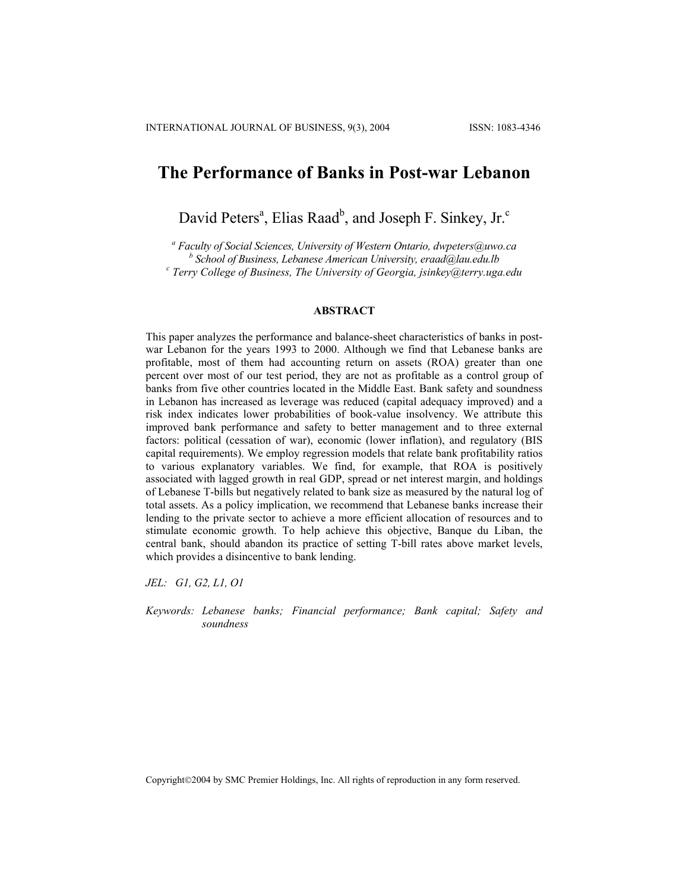# The Performance of Banks in Post-war Lebanon

David Peters[a], Elias Raad[b], and Joseph F. Sinkey, Jr.[c]

[a] *Faculty of Social Sciences, University of Western Ontario, dwpeters@uwo.ca*
[b] *School of Business, Lebanese American University, eraad@lau.edu.lb*
[c] *Terry College of Business, The University of Georgia, jsinkey@terry.uga.edu*

## ABSTRACT

This paper analyzes the performance and balance-sheet characteristics of banks in post-war Lebanon for the years 1993 to 2000. Although we find that Lebanese banks are profitable, most of them had accounting return on assets (ROA) greater than one percent over most of our test period, they are not as profitable as a control group of banks from five other countries located in the Middle East. Bank safety and soundness in Lebanon has increased as leverage was reduced (capital adequacy improved) and a risk index indicates lower probabilities of book-value insolvency. We attribute this improved bank performance and safety to better management and to three external factors: political (cessation of war), economic (lower inflation), and regulatory (BIS capital requirements). We employ regression models that relate bank profitability ratios to various explanatory variables. We find, for example, that ROA is positively associated with lagged growth in real GDP, spread or net interest margin, and holdings of Lebanese T-bills but negatively related to bank size as measured by the natural log of total assets. As a policy implication, we recommend that Lebanese banks increase their lending to the private sector to achieve a more efficient allocation of resources and to stimulate economic growth. To help achieve this objective, Banque du Liban, the central bank, should abandon its practice of setting T-bill rates above market levels, which provides a disincentive to bank lending.

*JEL: G1, G2, L1, O1*

*Keywords: Lebanese banks; Financial performance; Bank capital; Safety and soundness*

Copyright©2004 by SMC Premier Holdings, Inc. All rights of reproduction in any form reserved.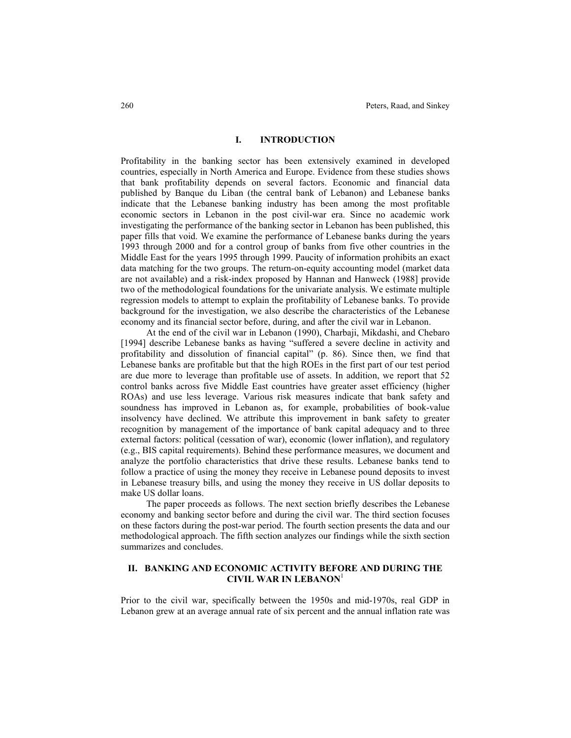## I. INTRODUCTION

Profitability in the banking sector has been extensively examined in developed countries, especially in North America and Europe. Evidence from these studies shows that bank profitability depends on several factors. Economic and financial data published by Banque du Liban (the central bank of Lebanon) and Lebanese banks indicate that the Lebanese banking industry has been among the most profitable economic sectors in Lebanon in the post civil-war era. Since no academic work investigating the performance of the banking sector in Lebanon has been published, this paper fills that void. We examine the performance of Lebanese banks during the years 1993 through 2000 and for a control group of banks from five other countries in the Middle East for the years 1995 through 1999. Paucity of information prohibits an exact data matching for the two groups. The return-on-equity accounting model (market data are not available) and a risk-index proposed by Hannan and Hanweck (1988] provide two of the methodological foundations for the univariate analysis. We estimate multiple regression models to attempt to explain the profitability of Lebanese banks. To provide background for the investigation, we also describe the characteristics of the Lebanese economy and its financial sector before, during, and after the civil war in Lebanon.

At the end of the civil war in Lebanon (1990), Charbaji, Mikdashi, and Chebaro [1994] describe Lebanese banks as having "suffered a severe decline in activity and profitability and dissolution of financial capital" (p. 86). Since then, we find that Lebanese banks are profitable but that the high ROEs in the first part of our test period are due more to leverage than profitable use of assets. In addition, we report that 52 control banks across five Middle East countries have greater asset efficiency (higher ROAs) and use less leverage. Various risk measures indicate that bank safety and soundness has improved in Lebanon as, for example, probabilities of book-value insolvency have declined. We attribute this improvement in bank safety to greater recognition by management of the importance of bank capital adequacy and to three external factors: political (cessation of war), economic (lower inflation), and regulatory (e.g., BIS capital requirements). Behind these performance measures, we document and analyze the portfolio characteristics that drive these results. Lebanese banks tend to follow a practice of using the money they receive in Lebanese pound deposits to invest in Lebanese treasury bills, and using the money they receive in US dollar deposits to make US dollar loans.

The paper proceeds as follows. The next section briefly describes the Lebanese economy and banking sector before and during the civil war. The third section focuses on these factors during the post-war period. The fourth section presents the data and our methodological approach. The fifth section analyzes our findings while the sixth section summarizes and concludes.

## II. BANKING AND ECONOMIC ACTIVITY BEFORE AND DURING THE CIVIL WAR IN LEBANON[1]

Prior to the civil war, specifically between the 1950s and mid-1970s, real GDP in Lebanon grew at an average annual rate of six percent and the annual inflation rate was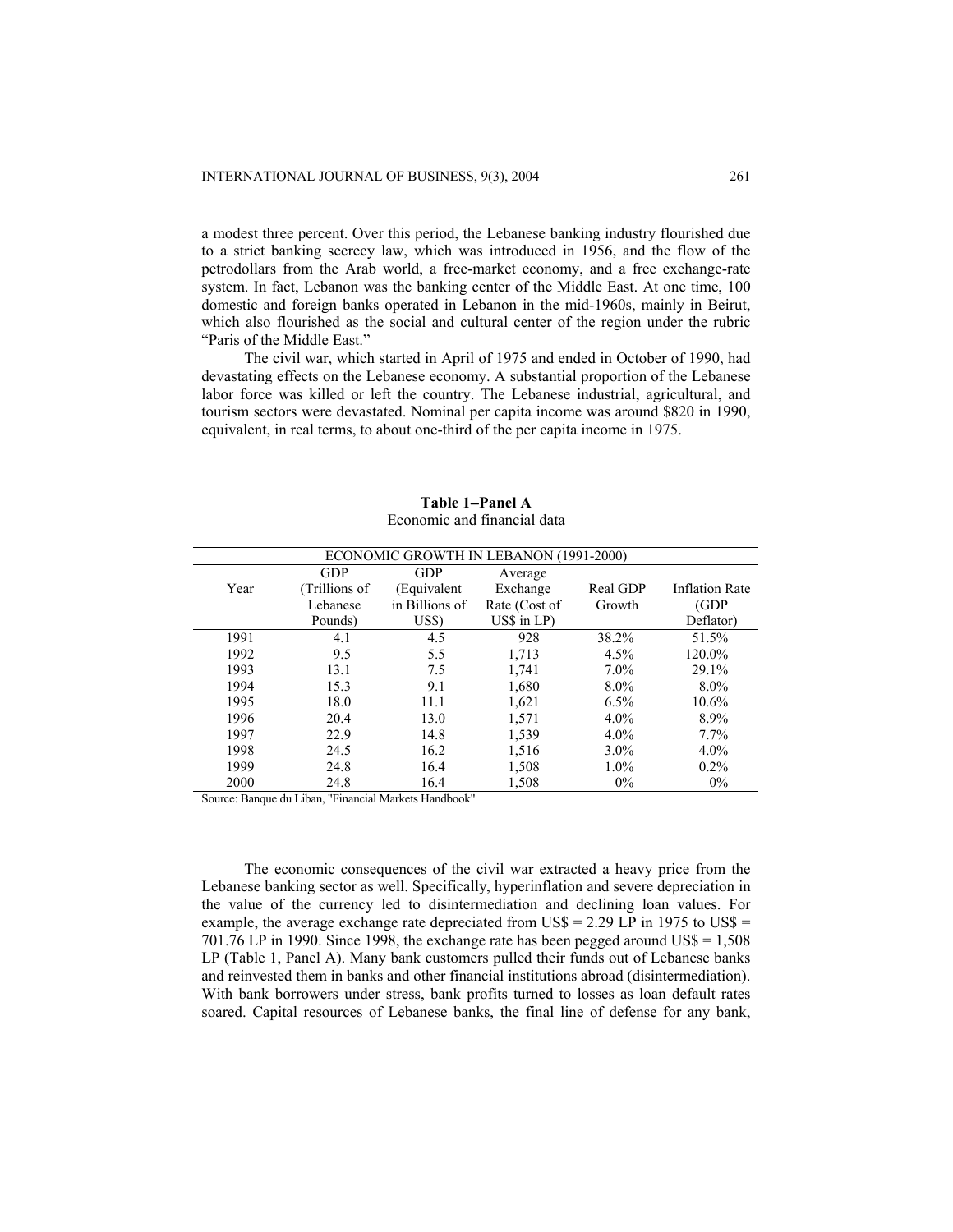a modest three percent. Over this period, the Lebanese banking industry flourished due to a strict banking secrecy law, which was introduced in 1956, and the flow of the petrodollars from the Arab world, a free-market economy, and a free exchange-rate system. In fact, Lebanon was the banking center of the Middle East. At one time, 100 domestic and foreign banks operated in Lebanon in the mid-1960s, mainly in Beirut, which also flourished as the social and cultural center of the region under the rubric "Paris of the Middle East."

The civil war, which started in April of 1975 and ended in October of 1990, had devastating effects on the Lebanese economy. A substantial proportion of the Lebanese labor force was killed or left the country. The Lebanese industrial, agricultural, and tourism sectors were devastated. Nominal per capita income was around $820 in 1990, equivalent, in real terms, to about one-third of the per capita income in 1975.

**Table 1–Panel A**
Economic and financial data

| ECONOMIC GROWTH IN LEBANON (1991-2000) | | | | | |
|---|---|---|---|---|---|
| Year | GDP (Trillions of Lebanese Pounds) | GDP (Equivalent in Billions of US$) | Average Exchange Rate (Cost of US$ in LP) | Real GDP Growth | Inflation Rate (GDP Deflator) |
| 1991 | 4.1 | 4.5 | 928 | 38.2% | 51.5% |
| 1992 | 9.5 | 5.5 | 1,713 | 4.5% | 120.0% |
| 1993 | 13.1 | 7.5 | 1,741 | 7.0% | 29.1% |
| 1994 | 15.3 | 9.1 | 1,680 | 8.0% | 8.0% |
| 1995 | 18.0 | 11.1 | 1,621 | 6.5% | 10.6% |
| 1996 | 20.4 | 13.0 | 1,571 | 4.0% | 8.9% |
| 1997 | 22.9 | 14.8 | 1,539 | 4.0% | 7.7% |
| 1998 | 24.5 | 16.2 | 1,516 | 3.0% | 4.0% |
| 1999 | 24.8 | 16.4 | 1,508 | 1.0% | 0.2% |
| 2000 | 24.8 | 16.4 | 1,508 | 0% | 0% |

Source: Banque du Liban, "Financial Markets Handbook"

The economic consequences of the civil war extracted a heavy price from the Lebanese banking sector as well. Specifically, hyperinflation and severe depreciation in the value of the currency led to disintermediation and declining loan values. For example, the average exchange rate depreciated from US$ = 2.29 LP in 1975 to US$ = 701.76 LP in 1990. Since 1998, the exchange rate has been pegged around US$ = 1,508 LP (Table 1, Panel A). Many bank customers pulled their funds out of Lebanese banks and reinvested them in banks and other financial institutions abroad (disintermediation). With bank borrowers under stress, bank profits turned to losses as loan default rates soared. Capital resources of Lebanese banks, the final line of defense for any bank,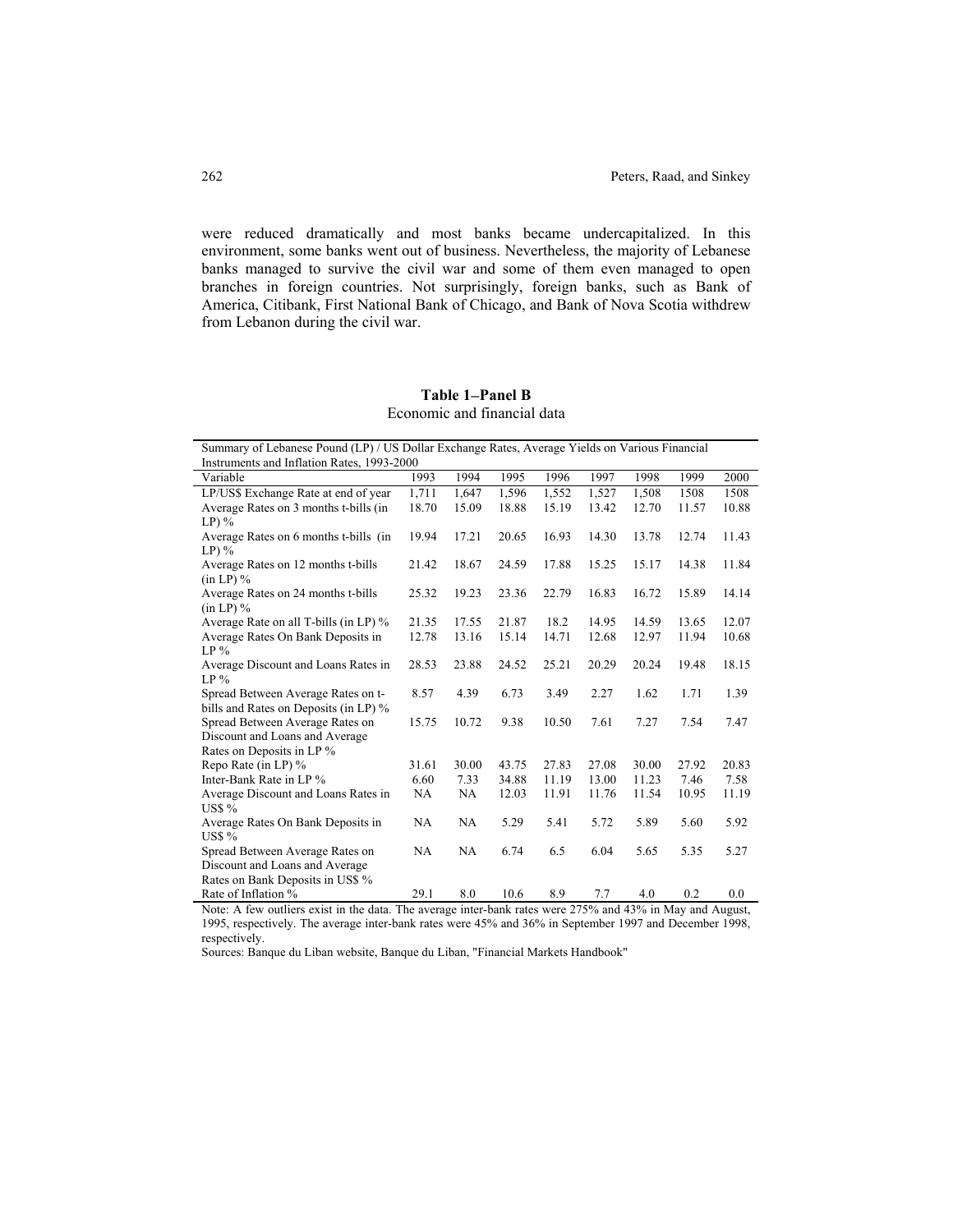were reduced dramatically and most banks became undercapitalized. In this environment, some banks went out of business. Nevertheless, the majority of Lebanese banks managed to survive the civil war and some of them even managed to open branches in foreign countries. Not surprisingly, foreign banks, such as Bank of America, Citibank, First National Bank of Chicago, and Bank of Nova Scotia withdrew from Lebanon during the civil war.

**Table 1–Panel B**
Economic and financial data

Summary of Lebanese Pound (LP) / US Dollar Exchange Rates, Average Yields on Various Financial Instruments and Inflation Rates, 1993-2000

| Variable | 1993 | 1994 | 1995 | 1996 | 1997 | 1998 | 1999 | 2000 |
|---|---|---|---|---|---|---|---|---|
| LP/US$ Exchange Rate at end of year | 1,711 | 1,647 | 1,596 | 1,552 | 1,527 | 1,508 | 1508 | 1508 |
| Average Rates on 3 months t-bills (in LP) % | 18.70 | 15.09 | 18.88 | 15.19 | 13.42 | 12.70 | 11.57 | 10.88 |
| Average Rates on 6 months t-bills (in LP) % | 19.94 | 17.21 | 20.65 | 16.93 | 14.30 | 13.78 | 12.74 | 11.43 |
| Average Rates on 12 months t-bills (in LP) % | 21.42 | 18.67 | 24.59 | 17.88 | 15.25 | 15.17 | 14.38 | 11.84 |
| Average Rates on 24 months t-bills (in LP) % | 25.32 | 19.23 | 23.36 | 22.79 | 16.83 | 16.72 | 15.89 | 14.14 |
| Average Rate on all T-bills (in LP) % | 21.35 | 17.55 | 21.87 | 18.2 | 14.95 | 14.59 | 13.65 | 12.07 |
| Average Rates On Bank Deposits in LP % | 12.78 | 13.16 | 15.14 | 14.71 | 12.68 | 12.97 | 11.94 | 10.68 |
| Average Discount and Loans Rates in LP % | 28.53 | 23.88 | 24.52 | 25.21 | 20.29 | 20.24 | 19.48 | 18.15 |
| Spread Between Average Rates on t-bills and Rates on Deposits (in LP) % | 8.57 | 4.39 | 6.73 | 3.49 | 2.27 | 1.62 | 1.71 | 1.39 |
| Spread Between Average Rates on Discount and Loans and Average Rates on Deposits in LP % | 15.75 | 10.72 | 9.38 | 10.50 | 7.61 | 7.27 | 7.54 | 7.47 |
| Repo Rate (in LP) % | 31.61 | 30.00 | 43.75 | 27.83 | 27.08 | 30.00 | 27.92 | 20.83 |
| Inter-Bank Rate in LP % | 6.60 | 7.33 | 34.88 | 11.19 | 13.00 | 11.23 | 7.46 | 7.58 |
| Average Discount and Loans Rates in US$ % | NA | NA | 12.03 | 11.91 | 11.76 | 11.54 | 10.95 | 11.19 |
| Average Rates On Bank Deposits in US$ % | NA | NA | 5.29 | 5.41 | 5.72 | 5.89 | 5.60 | 5.92 |
| Spread Between Average Rates on Discount and Loans and Average Rates on Bank Deposits in US$ % | NA | NA | 6.74 | 6.5 | 6.04 | 5.65 | 5.35 | 5.27 |
| Rate of Inflation % | 29.1 | 8.0 | 10.6 | 8.9 | 7.7 | 4.0 | 0.2 | 0.0 |

Note: A few outliers exist in the data. The average inter-bank rates were 275% and 43% in May and August, 1995, respectively. The average inter-bank rates were 45% and 36% in September 1997 and December 1998, respectively.

Sources: Banque du Liban website, Banque du Liban, "Financial Markets Handbook"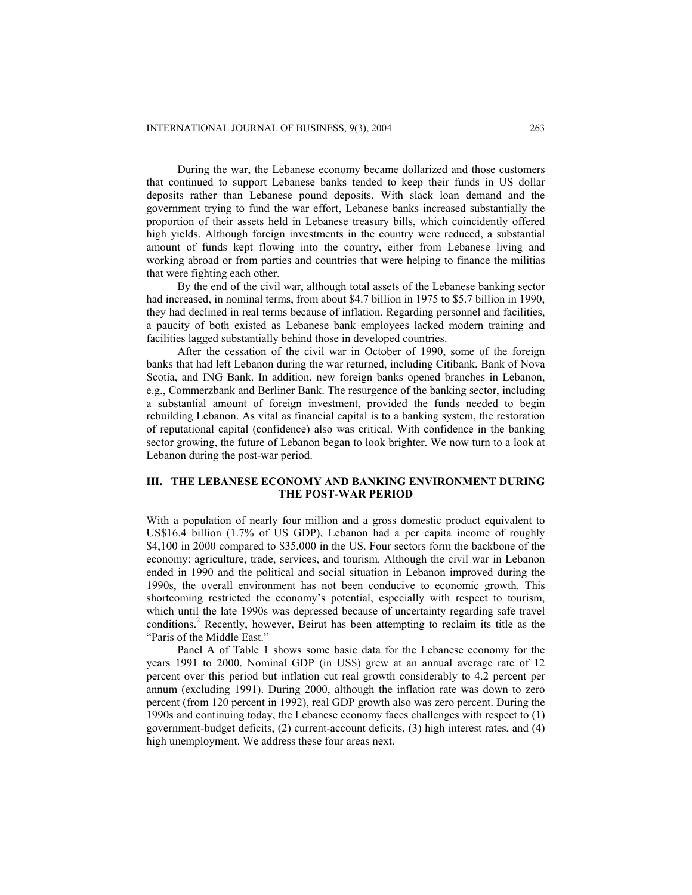During the war, the Lebanese economy became dollarized and those customers that continued to support Lebanese banks tended to keep their funds in US dollar deposits rather than Lebanese pound deposits. With slack loan demand and the government trying to fund the war effort, Lebanese banks increased substantially the proportion of their assets held in Lebanese treasury bills, which coincidently offered high yields. Although foreign investments in the country were reduced, a substantial amount of funds kept flowing into the country, either from Lebanese living and working abroad or from parties and countries that were helping to finance the militias that were fighting each other.

By the end of the civil war, although total assets of the Lebanese banking sector had increased, in nominal terms, from about $4.7 billion in 1975 to $5.7 billion in 1990, they had declined in real terms because of inflation. Regarding personnel and facilities, a paucity of both existed as Lebanese bank employees lacked modern training and facilities lagged substantially behind those in developed countries.

After the cessation of the civil war in October of 1990, some of the foreign banks that had left Lebanon during the war returned, including Citibank, Bank of Nova Scotia, and ING Bank. In addition, new foreign banks opened branches in Lebanon, e.g., Commerzbank and Berliner Bank. The resurgence of the banking sector, including a substantial amount of foreign investment, provided the funds needed to begin rebuilding Lebanon. As vital as financial capital is to a banking system, the restoration of reputational capital (confidence) also was critical. With confidence in the banking sector growing, the future of Lebanon began to look brighter. We now turn to a look at Lebanon during the post-war period.

## III. THE LEBANESE ECONOMY AND BANKING ENVIRONMENT DURING THE POST-WAR PERIOD

With a population of nearly four million and a gross domestic product equivalent to US$16.4 billion (1.7% of US GDP), Lebanon had a per capita income of roughly $4,100 in 2000 compared to $35,000 in the US. Four sectors form the backbone of the economy: agriculture, trade, services, and tourism. Although the civil war in Lebanon ended in 1990 and the political and social situation in Lebanon improved during the 1990s, the overall environment has not been conducive to economic growth. This shortcoming restricted the economy's potential, especially with respect to tourism, which until the late 1990s was depressed because of uncertainty regarding safe travel conditions.[2] Recently, however, Beirut has been attempting to reclaim its title as the "Paris of the Middle East."

Panel A of Table 1 shows some basic data for the Lebanese economy for the years 1991 to 2000. Nominal GDP (in US$) grew at an annual average rate of 12 percent over this period but inflation cut real growth considerably to 4.2 percent per annum (excluding 1991). During 2000, although the inflation rate was down to zero percent (from 120 percent in 1992), real GDP growth also was zero percent. During the 1990s and continuing today, the Lebanese economy faces challenges with respect to (1) government-budget deficits, (2) current-account deficits, (3) high interest rates, and (4) high unemployment. We address these four areas next.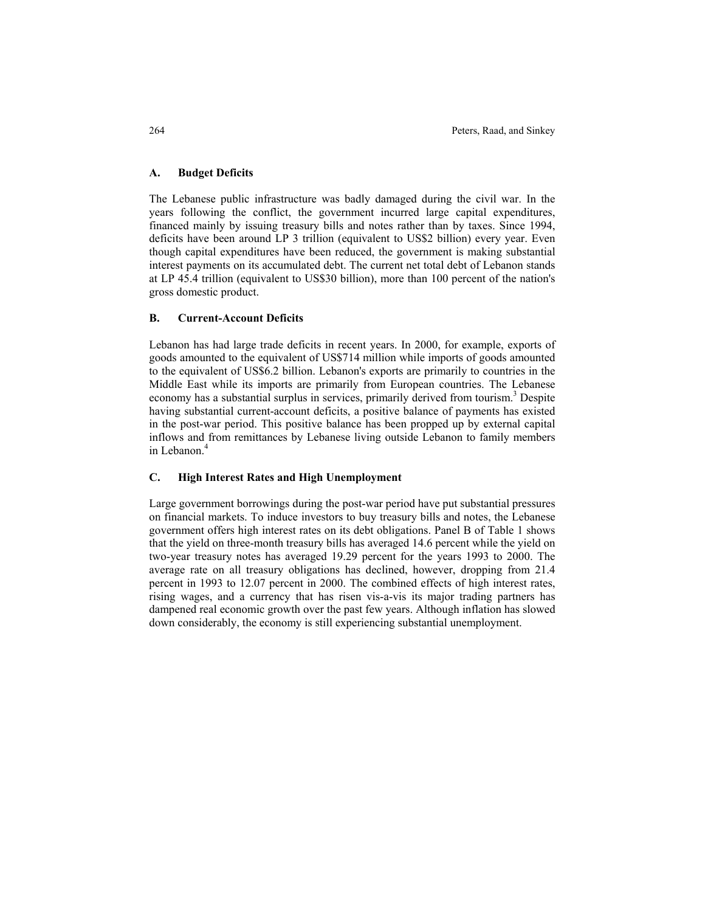### A. Budget Deficits

The Lebanese public infrastructure was badly damaged during the civil war. In the years following the conflict, the government incurred large capital expenditures, financed mainly by issuing treasury bills and notes rather than by taxes. Since 1994, deficits have been around LP 3 trillion (equivalent to US$2 billion) every year. Even though capital expenditures have been reduced, the government is making substantial interest payments on its accumulated debt. The current net total debt of Lebanon stands at LP 45.4 trillion (equivalent to US$30 billion), more than 100 percent of the nation's gross domestic product.

### B. Current-Account Deficits

Lebanon has had large trade deficits in recent years. In 2000, for example, exports of goods amounted to the equivalent of US$714 million while imports of goods amounted to the equivalent of US$6.2 billion. Lebanon's exports are primarily to countries in the Middle East while its imports are primarily from European countries. The Lebanese economy has a substantial surplus in services, primarily derived from tourism.[3] Despite having substantial current-account deficits, a positive balance of payments has existed in the post-war period. This positive balance has been propped up by external capital inflows and from remittances by Lebanese living outside Lebanon to family members in Lebanon.[4]

### C. High Interest Rates and High Unemployment

Large government borrowings during the post-war period have put substantial pressures on financial markets. To induce investors to buy treasury bills and notes, the Lebanese government offers high interest rates on its debt obligations. Panel B of Table 1 shows that the yield on three-month treasury bills has averaged 14.6 percent while the yield on two-year treasury notes has averaged 19.29 percent for the years 1993 to 2000. The average rate on all treasury obligations has declined, however, dropping from 21.4 percent in 1993 to 12.07 percent in 2000. The combined effects of high interest rates, rising wages, and a currency that has risen vis-a-vis its major trading partners has dampened real economic growth over the past few years. Although inflation has slowed down considerably, the economy is still experiencing substantial unemployment.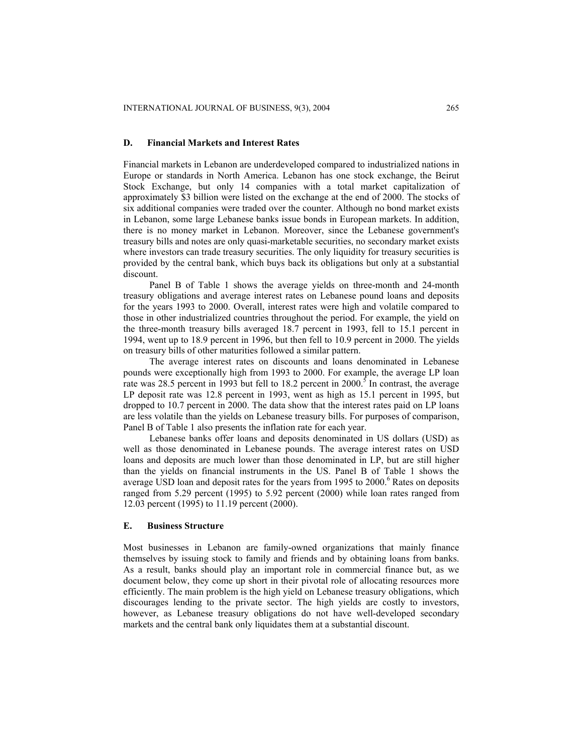### D. Financial Markets and Interest Rates

Financial markets in Lebanon are underdeveloped compared to industrialized nations in Europe or standards in North America. Lebanon has one stock exchange, the Beirut Stock Exchange, but only 14 companies with a total market capitalization of approximately $3 billion were listed on the exchange at the end of 2000. The stocks of six additional companies were traded over the counter. Although no bond market exists in Lebanon, some large Lebanese banks issue bonds in European markets. In addition, there is no money market in Lebanon. Moreover, since the Lebanese government's treasury bills and notes are only quasi-marketable securities, no secondary market exists where investors can trade treasury securities. The only liquidity for treasury securities is provided by the central bank, which buys back its obligations but only at a substantial discount.

Panel B of Table 1 shows the average yields on three-month and 24-month treasury obligations and average interest rates on Lebanese pound loans and deposits for the years 1993 to 2000. Overall, interest rates were high and volatile compared to those in other industrialized countries throughout the period. For example, the yield on the three-month treasury bills averaged 18.7 percent in 1993, fell to 15.1 percent in 1994, went up to 18.9 percent in 1996, but then fell to 10.9 percent in 2000. The yields on treasury bills of other maturities followed a similar pattern.

The average interest rates on discounts and loans denominated in Lebanese pounds were exceptionally high from 1993 to 2000. For example, the average LP loan rate was 28.5 percent in 1993 but fell to 18.2 percent in 2000.[5] In contrast, the average LP deposit rate was 12.8 percent in 1993, went as high as 15.1 percent in 1995, but dropped to 10.7 percent in 2000. The data show that the interest rates paid on LP loans are less volatile than the yields on Lebanese treasury bills. For purposes of comparison, Panel B of Table 1 also presents the inflation rate for each year.

Lebanese banks offer loans and deposits denominated in US dollars (USD) as well as those denominated in Lebanese pounds. The average interest rates on USD loans and deposits are much lower than those denominated in LP, but are still higher than the yields on financial instruments in the US. Panel B of Table 1 shows the average USD loan and deposit rates for the years from 1995 to 2000.[6] Rates on deposits ranged from 5.29 percent (1995) to 5.92 percent (2000) while loan rates ranged from 12.03 percent (1995) to 11.19 percent (2000).

### E. Business Structure

Most businesses in Lebanon are family-owned organizations that mainly finance themselves by issuing stock to family and friends and by obtaining loans from banks. As a result, banks should play an important role in commercial finance but, as we document below, they come up short in their pivotal role of allocating resources more efficiently. The main problem is the high yield on Lebanese treasury obligations, which discourages lending to the private sector. The high yields are costly to investors, however, as Lebanese treasury obligations do not have well-developed secondary markets and the central bank only liquidates them at a substantial discount.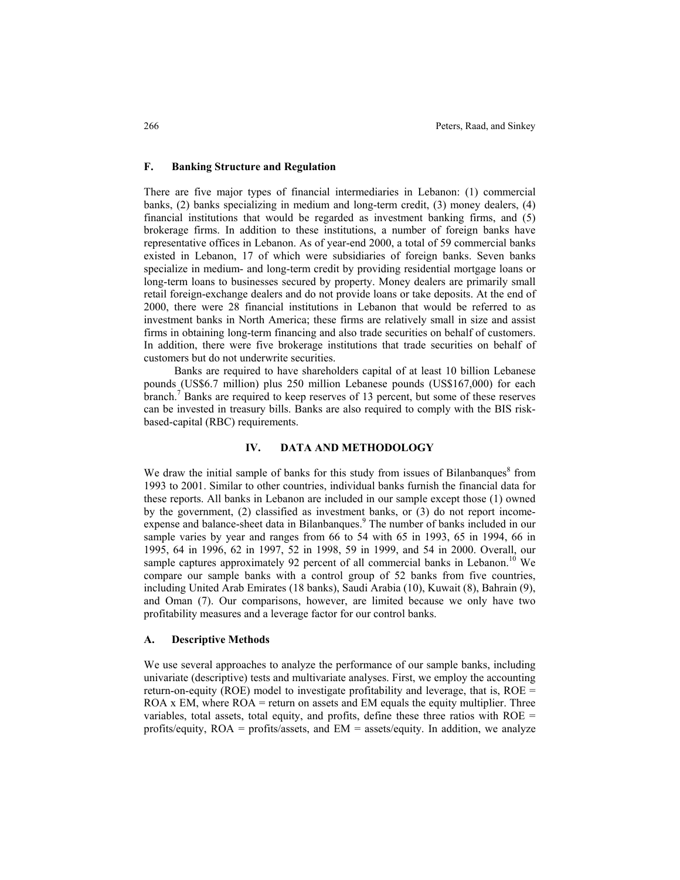### F. Banking Structure and Regulation

There are five major types of financial intermediaries in Lebanon: (1) commercial banks, (2) banks specializing in medium and long-term credit, (3) money dealers, (4) financial institutions that would be regarded as investment banking firms, and (5) brokerage firms. In addition to these institutions, a number of foreign banks have representative offices in Lebanon. As of year-end 2000, a total of 59 commercial banks existed in Lebanon, 17 of which were subsidiaries of foreign banks. Seven banks specialize in medium- and long-term credit by providing residential mortgage loans or long-term loans to businesses secured by property. Money dealers are primarily small retail foreign-exchange dealers and do not provide loans or take deposits. At the end of 2000, there were 28 financial institutions in Lebanon that would be referred to as investment banks in North America; these firms are relatively small in size and assist firms in obtaining long-term financing and also trade securities on behalf of customers. In addition, there were five brokerage institutions that trade securities on behalf of customers but do not underwrite securities.

Banks are required to have shareholders capital of at least 10 billion Lebanese pounds (US$6.7 million) plus 250 million Lebanese pounds (US$167,000) for each branch.[7] Banks are required to keep reserves of 13 percent, but some of these reserves can be invested in treasury bills. Banks are also required to comply with the BIS risk-based-capital (RBC) requirements.

## IV. DATA AND METHODOLOGY

We draw the initial sample of banks for this study from issues of Bilanbanques[8] from 1993 to 2001. Similar to other countries, individual banks furnish the financial data for these reports. All banks in Lebanon are included in our sample except those (1) owned by the government, (2) classified as investment banks, or (3) do not report income-expense and balance-sheet data in Bilanbanques.[9] The number of banks included in our sample varies by year and ranges from 66 to 54 with 65 in 1993, 65 in 1994, 66 in 1995, 64 in 1996, 62 in 1997, 52 in 1998, 59 in 1999, and 54 in 2000. Overall, our sample captures approximately 92 percent of all commercial banks in Lebanon.[10] We compare our sample banks with a control group of 52 banks from five countries, including United Arab Emirates (18 banks), Saudi Arabia (10), Kuwait (8), Bahrain (9), and Oman (7). Our comparisons, however, are limited because we only have two profitability measures and a leverage factor for our control banks.

### A. Descriptive Methods

We use several approaches to analyze the performance of our sample banks, including univariate (descriptive) tests and multivariate analyses. First, we employ the accounting return-on-equity (ROE) model to investigate profitability and leverage, that is, ROE = ROA x EM, where ROA = return on assets and EM equals the equity multiplier. Three variables, total assets, total equity, and profits, define these three ratios with ROE = profits/equity, ROA = profits/assets, and EM = assets/equity. In addition, we analyze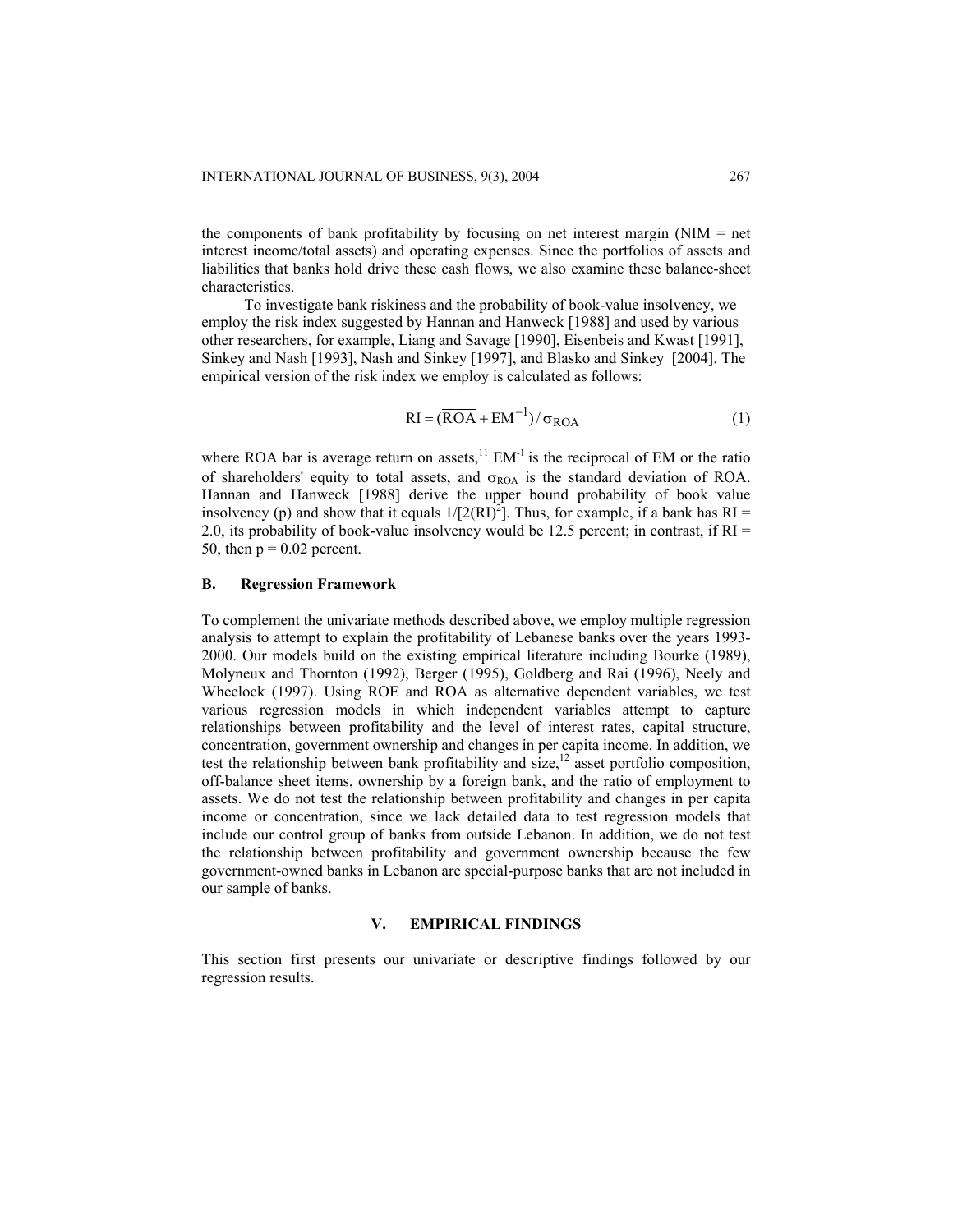the components of bank profitability by focusing on net interest margin (NIM = net interest income/total assets) and operating expenses. Since the portfolios of assets and liabilities that banks hold drive these cash flows, we also examine these balance-sheet characteristics.

To investigate bank riskiness and the probability of book-value insolvency, we employ the risk index suggested by Hannan and Hanweck [1988] and used by various other researchers, for example, Liang and Savage [1990], Eisenbeis and Kwast [1991], Sinkey and Nash [1993], Nash and Sinkey [1997], and Blasko and Sinkey [2004]. The empirical version of the risk index we employ is calculated as follows:

$$\mathrm{RI} = (\overline{\mathrm{ROA}} + \mathrm{EM}^{-1}) / \sigma_{\mathrm{ROA}} \tag{1}$$

where ROA bar is average return on assets,[11] $\mathrm{EM}^{-1}$ is the reciprocal of EM or the ratio of shareholders' equity to total assets, and $\sigma_{\mathrm{ROA}}$ is the standard deviation of ROA. Hannan and Hanweck [1988] derive the upper bound probability of book value insolvency (p) and show that it equals $1/[2(\mathrm{RI})^2]$. Thus, for example, if a bank has RI = 2.0, its probability of book-value insolvency would be 12.5 percent; in contrast, if RI = 50, then p = 0.02 percent.

### B. Regression Framework

To complement the univariate methods described above, we employ multiple regression analysis to attempt to explain the profitability of Lebanese banks over the years 1993-2000. Our models build on the existing empirical literature including Bourke (1989), Molyneux and Thornton (1992), Berger (1995), Goldberg and Rai (1996), Neely and Wheelock (1997). Using ROE and ROA as alternative dependent variables, we test various regression models in which independent variables attempt to capture relationships between profitability and the level of interest rates, capital structure, concentration, government ownership and changes in per capita income. In addition, we test the relationship between bank profitability and size,[12] asset portfolio composition, off-balance sheet items, ownership by a foreign bank, and the ratio of employment to assets. We do not test the relationship between profitability and changes in per capita income or concentration, since we lack detailed data to test regression models that include our control group of banks from outside Lebanon. In addition, we do not test the relationship between profitability and government ownership because the few government-owned banks in Lebanon are special-purpose banks that are not included in our sample of banks.

## V. EMPIRICAL FINDINGS

This section first presents our univariate or descriptive findings followed by our regression results.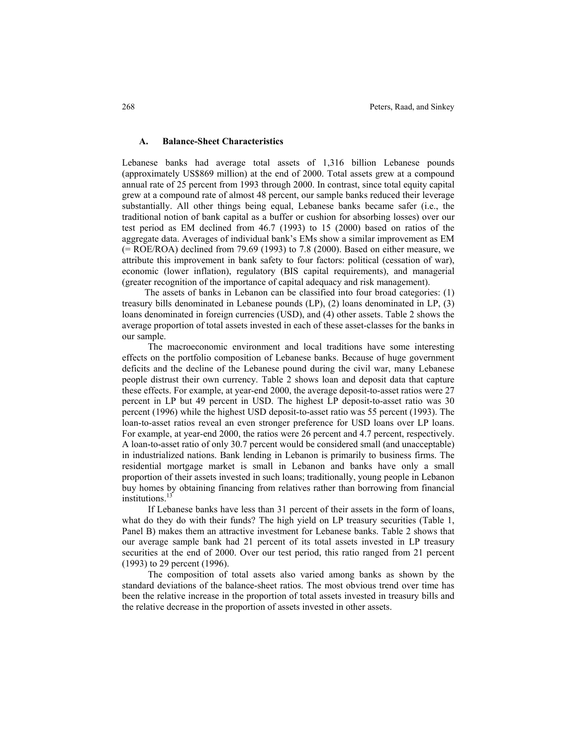### A. Balance-Sheet Characteristics

Lebanese banks had average total assets of 1,316 billion Lebanese pounds (approximately US$869 million) at the end of 2000. Total assets grew at a compound annual rate of 25 percent from 1993 through 2000. In contrast, since total equity capital grew at a compound rate of almost 48 percent, our sample banks reduced their leverage substantially. All other things being equal, Lebanese banks became safer (i.e., the traditional notion of bank capital as a buffer or cushion for absorbing losses) over our test period as EM declined from 46.7 (1993) to 15 (2000) based on ratios of the aggregate data. Averages of individual bank's EMs show a similar improvement as EM (= ROE/ROA) declined from 79.69 (1993) to 7.8 (2000). Based on either measure, we attribute this improvement in bank safety to four factors: political (cessation of war), economic (lower inflation), regulatory (BIS capital requirements), and managerial (greater recognition of the importance of capital adequacy and risk management).

The assets of banks in Lebanon can be classified into four broad categories: (1) treasury bills denominated in Lebanese pounds (LP), (2) loans denominated in LP, (3) loans denominated in foreign currencies (USD), and (4) other assets. Table 2 shows the average proportion of total assets invested in each of these asset-classes for the banks in our sample.

The macroeconomic environment and local traditions have some interesting effects on the portfolio composition of Lebanese banks. Because of huge government deficits and the decline of the Lebanese pound during the civil war, many Lebanese people distrust their own currency. Table 2 shows loan and deposit data that capture these effects. For example, at year-end 2000, the average deposit-to-asset ratios were 27 percent in LP but 49 percent in USD. The highest LP deposit-to-asset ratio was 30 percent (1996) while the highest USD deposit-to-asset ratio was 55 percent (1993). The loan-to-asset ratios reveal an even stronger preference for USD loans over LP loans. For example, at year-end 2000, the ratios were 26 percent and 4.7 percent, respectively. A loan-to-asset ratio of only 30.7 percent would be considered small (and unacceptable) in industrialized nations. Bank lending in Lebanon is primarily to business firms. The residential mortgage market is small in Lebanon and banks have only a small proportion of their assets invested in such loans; traditionally, young people in Lebanon buy homes by obtaining financing from relatives rather than borrowing from financial institutions.[13]

If Lebanese banks have less than 31 percent of their assets in the form of loans, what do they do with their funds? The high yield on LP treasury securities (Table 1, Panel B) makes them an attractive investment for Lebanese banks. Table 2 shows that our average sample bank had 21 percent of its total assets invested in LP treasury securities at the end of 2000. Over our test period, this ratio ranged from 21 percent (1993) to 29 percent (1996).

The composition of total assets also varied among banks as shown by the standard deviations of the balance-sheet ratios. The most obvious trend over time has been the relative increase in the proportion of total assets invested in treasury bills and the relative decrease in the proportion of assets invested in other assets.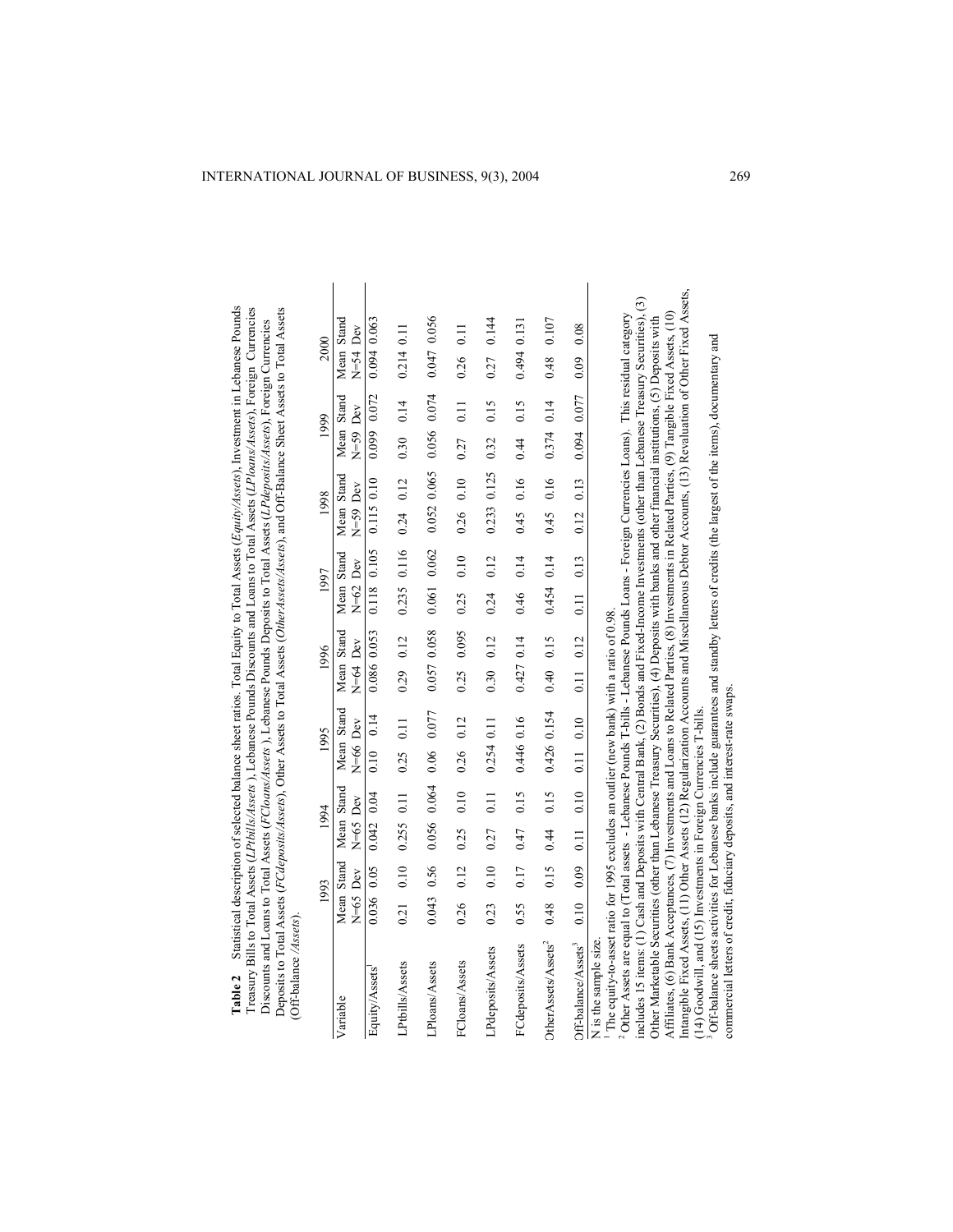**Table 2** Statistical description of selected balance sheet ratios. Total Equity to Total Assets (*Equity/Assets*), Investment in Lebanese Pounds Treasury Bills to Total Assets (*LPtbills/Assets*), Lebanese Pounds Discounts and Loans to Total Assets (*LPloans/Assets*), Foreign Currencies Discounts and Loans to Total Assets (*FCloans/Assets*), Lebanese Pounds Deposits to Total Assets (*LPdeposits/Assets*), Foreign Currencies Deposits to Total Assets (*FCdeposits/Assets*), Other Assets to Total Assets (*OtherAssets/Assets*), and Off-Balance Sheet Assets to Total Assets (*Off-balance /Assets*).

| Variable | 1993 | | 1994 | | 1995 | | 1996 | | 1997 | | 1998 | | 1999 | | 2000 | |
|---|---|---|---|---|---|---|---|---|---|---|---|---|---|---|---|---|
| | Mean N=65 | Stand Dev | Mean N=65 | Stand Dev | Mean N=66 | Stand Dev | Mean N=64 | Stand Dev | Mean N=62 | Stand Dev | Mean N=59 | Stand Dev | Mean N=59 | Stand Dev | Mean N=54 | Stand Dev |
| Equity/Assets[1] | 0.036 | 0.05 | 0.042 | 0.04 | 0.10 | 0.14 | 0.086 | 0.053 | 0.118 | 0.105 | 0.115 | 0.10 | 0.099 | 0.072 | 0.094 | 0.063 |
| LPtbills/Assets | 0.21 | 0.10 | 0.255 | 0.11 | 0.25 | 0.11 | 0.29 | 0.12 | 0.235 | 0.116 | 0.24 | 0.12 | 0.30 | 0.14 | 0.214 | 0.11 |
| LPloans/Assets | 0.043 | 0.56 | 0.056 | 0.064 | 0.06 | 0.077 | 0.057 | 0.058 | 0.061 | 0.062 | 0.052 | 0.065 | 0.056 | 0.074 | 0.047 | 0.056 |
| FCloans/Assets | 0.26 | 0.12 | 0.25 | 0.10 | 0.26 | 0.12 | 0.25 | 0.095 | 0.25 | 0.10 | 0.26 | 0.10 | 0.27 | 0.11 | 0.26 | 0.11 |
| LPdeposits/Assets | 0.23 | 0.10 | 0.27 | 0.11 | 0.254 | 0.11 | 0.30 | 0.12 | 0.24 | 0.12 | 0.233 | 0.125 | 0.32 | 0.15 | 0.27 | 0.144 |
| FCdeposits/Assets | 0.55 | 0.17 | 0.47 | 0.15 | 0.446 | 0.16 | 0.427 | 0.14 | 0.46 | 0.14 | 0.45 | 0.16 | 0.44 | 0.15 | 0.494 | 0.131 |
| OtherAssets/Assets[2] | 0.48 | 0.15 | 0.44 | 0.15 | 0.426 | 0.154 | 0.40 | 0.15 | 0.454 | 0.14 | 0.45 | 0.16 | 0.374 | 0.14 | 0.48 | 0.107 |
| Off-balance/Assets[3] | 0.10 | 0.09 | 0.11 | 0.10 | 0.11 | 0.10 | 0.11 | 0.12 | 0.11 | 0.13 | 0.12 | 0.13 | 0.094 | 0.077 | 0.09 | 0.08 |

N is the sample size.

[1] The equity-to-asset ratio for 1995 excludes an outlier (new bank) with a ratio of 0.98.

[2] Other Assets are equal to (Total assets - Lebanese Pounds T-bills - Lebanese Pounds Loans - Foreign Currencies Loans). This residual category includes 15 items: (1) Cash and Deposits with Central Bank, (2) Bonds and Fixed-Income Investments (other than Lebanese Treasury Securities), (3) Other Marketable Securities (other than Lebanese Treasury Securities), (4) Deposits with banks and other financial institutions, (5) Deposits with Affiliates, (6) Bank Acceptances, (7) Investments and Loans to Related Parties, (8) Investments in Related Parties, (9) Tangible Fixed Assets, (10) Intangible Fixed Assets, (11) Other Assets (12) Regularization Accounts and Miscellaneous Debtor Accounts, (13) Revaluation of Other Fixed Assets, (14) Goodwill, and (15) Investments in Foreign Currencies T-bills.

[3] Off-balance sheets activities for Lebanese banks include guarantees and standby letters of credits (the largest of the items), documentary and commercial letters of credit, fiduciary deposits, and interest-rate swaps.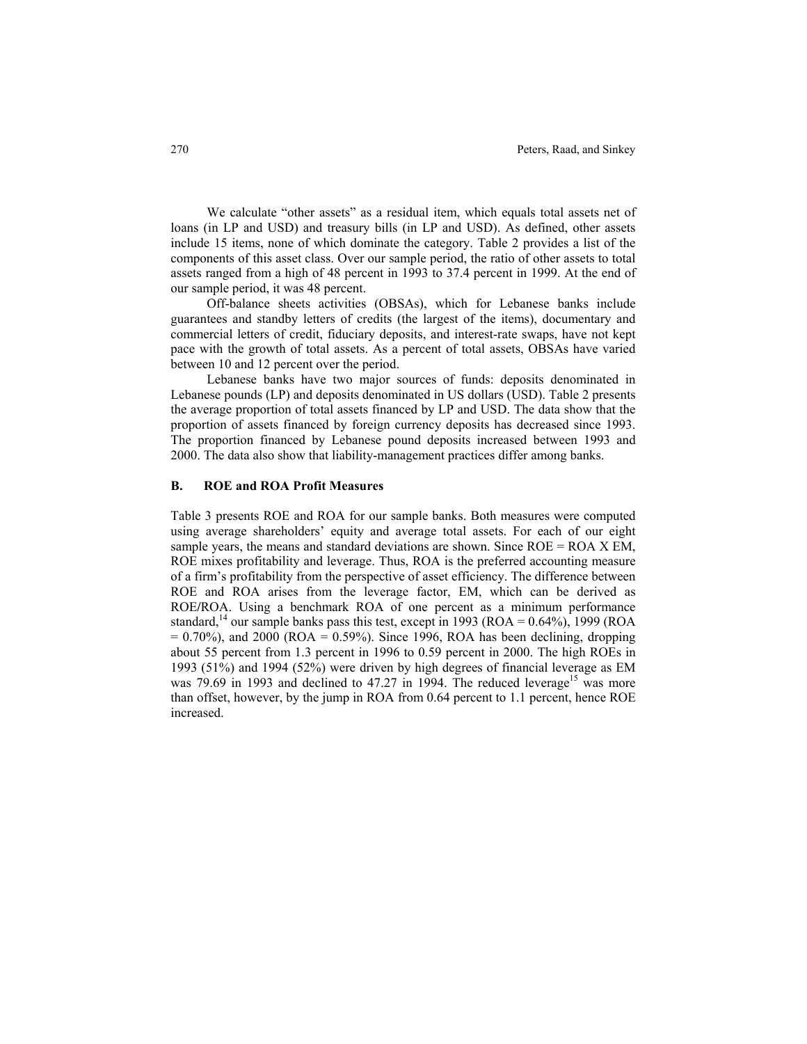We calculate "other assets" as a residual item, which equals total assets net of loans (in LP and USD) and treasury bills (in LP and USD). As defined, other assets include 15 items, none of which dominate the category. Table 2 provides a list of the components of this asset class. Over our sample period, the ratio of other assets to total assets ranged from a high of 48 percent in 1993 to 37.4 percent in 1999. At the end of our sample period, it was 48 percent.

Off-balance sheets activities (OBSAs), which for Lebanese banks include guarantees and standby letters of credits (the largest of the items), documentary and commercial letters of credit, fiduciary deposits, and interest-rate swaps, have not kept pace with the growth of total assets. As a percent of total assets, OBSAs have varied between 10 and 12 percent over the period.

Lebanese banks have two major sources of funds: deposits denominated in Lebanese pounds (LP) and deposits denominated in US dollars (USD). Table 2 presents the average proportion of total assets financed by LP and USD. The data show that the proportion of assets financed by foreign currency deposits has decreased since 1993. The proportion financed by Lebanese pound deposits increased between 1993 and 2000. The data also show that liability-management practices differ among banks.

### B. ROE and ROA Profit Measures

Table 3 presents ROE and ROA for our sample banks. Both measures were computed using average shareholders' equity and average total assets. For each of our eight sample years, the means and standard deviations are shown. Since ROE = ROA X EM, ROE mixes profitability and leverage. Thus, ROA is the preferred accounting measure of a firm's profitability from the perspective of asset efficiency. The difference between ROE and ROA arises from the leverage factor, EM, which can be derived as ROE/ROA. Using a benchmark ROA of one percent as a minimum performance standard,[14] our sample banks pass this test, except in 1993 (ROA = 0.64%), 1999 (ROA = 0.70%), and 2000 (ROA = 0.59%). Since 1996, ROA has been declining, dropping about 55 percent from 1.3 percent in 1996 to 0.59 percent in 2000. The high ROEs in 1993 (51%) and 1994 (52%) were driven by high degrees of financial leverage as EM was 79.69 in 1993 and declined to 47.27 in 1994. The reduced leverage[15] was more than offset, however, by the jump in ROA from 0.64 percent to 1.1 percent, hence ROE increased.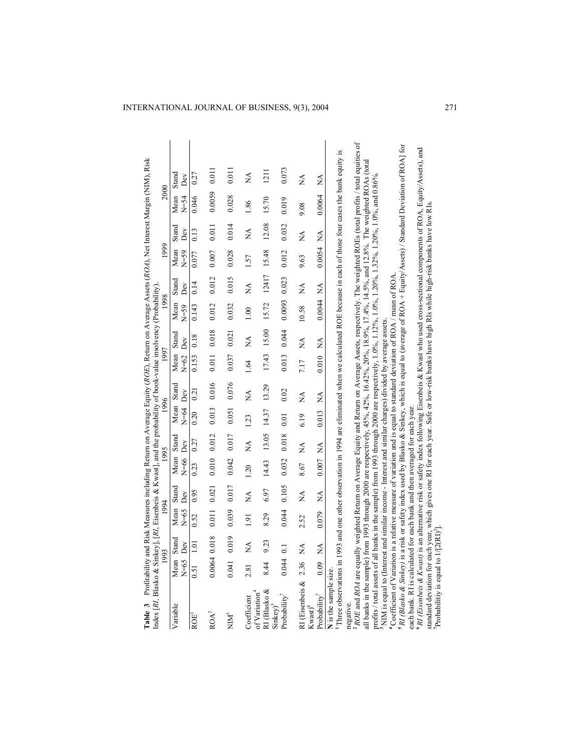**Table 3** Profitability and Risk Measures including Return on Average Equity (*ROE*), Return on Average Assets (*ROA*), Net Interest Margin (NIM), Risk Index [*RI*, Blasko & Sinkey], [*RI*, Eisenbeis & Kwast], and the probability of book-value insolvency (Probability).

| Variable | 1993 | | 1994 | | 1995 | | 1996 | | 1997 | | 1998 | | 1999 | | 2000 | |
|---|---|---|---|---|---|---|---|---|---|---|---|---|---|---|---|---|
| | Mean N=65 | Stand Dev | Mean N=65 | Stand Dev | Mean N=66 | Stand Dev | Mean N=64 | Stand Dev | Mean N=62 | Stand Dev | Mean N=59 | Stand Dev | Mean N=59 | Stand Dev | Mean N=54 | Stand Dev |
| ROE[1] | 0.51 | 1.01 | 0.52 | 0.95 | 0.23 | 0.27 | 0.20 | 0.21 | 0.153 | 0.18 | 0.143 | 0.14 | 0.077 | 0.13 | 0.046 | 0.27 |
| ROA[2] | 0.0064 | 0.018 | 0.011 | 0.021 | 0.010 | 0.012 | 0.013 | 0.016 | 0.011 | 0.018 | 0.012 | 0.012 | 0.007 | 0.011 | 0.0059 | 0.011 |
| NIM[3] | 0.041 | 0.019 | 0.039 | 0.017 | 0.042 | 0.017 | 0.051 | 0.076 | 0.037 | 0.021 | 0.032 | 0.015 | 0.028 | 0.014 | 0.028 | 0.011 |
| Coefficient of Variation[4] | 2.81 | NA | 1.91 | NA | 1.20 | NA | 1.23 | NA | 1.64 | NA | 1.00 | NA | 1.57 | NA | 1.86 | NA |
| RI (Blasko & Sinkey)[5] | 8.44 | 9.23 | 8.29 | 6.97 | 14.43 | 13.05 | 14.37 | 13.29 | 17.43 | 15.00 | 15.72 | 12417 | 15.48 | 12.08 | 15.70 | 1211 |
| Probability[7] | 0.044 | 0.1 | 0.044 | 0.105 | 0.032 | 0.018 | 0.01 | 0.02 | 0.013 | 0.044 | 0.0093 | 0.023 | 0.012 | 0.032 | 0.019 | 0.073 |
| RI (Eisenbeis & Kwast)[6] | 2.36 | NA | 2.52 | NA | 8.67 | NA | 6.19 | NA | 7.17 | NA | 10.58 | NA | 9.63 | NA | 9.08 | NA |
| Probability[7] | 0.09 | NA | 0.079 | NA | 0.007 | NA | 0.013 | NA | 0.010 | NA | 0.0044 | NA | 0.0054 | NA | 0.0064 | NA |

**N** is the sample size.

[1]Three observations in 1993 and one other observation in 1994 are eliminated when we calculated ROE because in each of those four cases the bank equity is negative.

[2]*ROE* and *ROA* are equally weighted Return on Average Equity and Return on Average Assets, respectively. The weighted ROEs (total profits / total equities of all banks in the sample) from 1993 through 2000 are respectively, 45%, 42%, 16.42%, 20%, 18.9%, 17.4%, 14.5%, and 12.8%. The weighted ROAs (total profits / total assets of all banks in the sample) from 1993 through 2000 are respectively, 1.0%, 1.12%, 1.0%, 1.20%, 1.32%, 1.20%, 1.0%, and 0.86%.

[3]NIM is equal to (Interest and similar income - Interest and similar charges) divided by average assets.

[4]Coefficient of Variation is a relative measure of variation and is equal to standard deviation of ROA / mean of ROA.

[5]*RI (Blasko & Sinkey)* is a risk or safety index used by Blasko & Sinkey, which is equal to (average of ROA + Equity/Assets) / Standard Deviation of ROA] for each bank. RI is calculated for each bank and then averaged for each year.

[6]*RI (Eisenbeis & Kwast)* is an alternative risk or safety index following Eisenbeis & Kwast who used cross-sectional components of ROA, Equity/Assets), and standard deviation for each year, which gives one RI for each year. Safe or low-risk banks have high RIs while high-risk banks have low RIs.

[7]Probabilitiy is equal to $1/[2(RI)^2]$.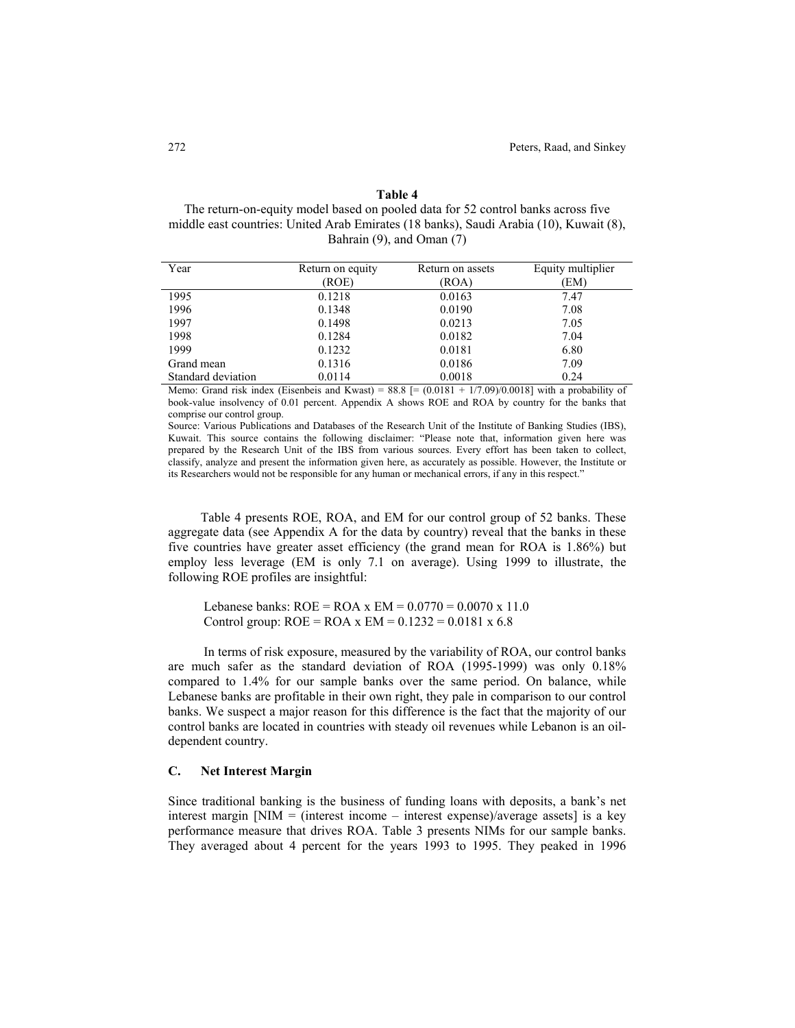**Table 4**

The return-on-equity model based on pooled data for 52 control banks across five middle east countries: United Arab Emirates (18 banks), Saudi Arabia (10), Kuwait (8), Bahrain (9), and Oman (7)

| Year | Return on equity (ROE) | Return on assets (ROA) | Equity multiplier (EM) |
|---|---|---|---|
| 1995 | 0.1218 | 0.0163 | 7.47 |
| 1996 | 0.1348 | 0.0190 | 7.08 |
| 1997 | 0.1498 | 0.0213 | 7.05 |
| 1998 | 0.1284 | 0.0182 | 7.04 |
| 1999 | 0.1232 | 0.0181 | 6.80 |
| Grand mean | 0.1316 | 0.0186 | 7.09 |
| Standard deviation | 0.0114 | 0.0018 | 0.24 |

Memo: Grand risk index (Eisenbeis and Kwast) = 88.8 [= (0.0181 + 1/7.09)/0.0018] with a probability of book-value insolvency of 0.01 percent. Appendix A shows ROE and ROA by country for the banks that comprise our control group.

Source: Various Publications and Databases of the Research Unit of the Institute of Banking Studies (IBS), Kuwait. This source contains the following disclaimer: "Please note that, information given here was prepared by the Research Unit of the IBS from various sources. Every effort has been taken to collect, classify, analyze and present the information given here, as accurately as possible. However, the Institute or its Researchers would not be responsible for any human or mechanical errors, if any in this respect."

Table 4 presents ROE, ROA, and EM for our control group of 52 banks. These aggregate data (see Appendix A for the data by country) reveal that the banks in these five countries have greater asset efficiency (the grand mean for ROA is 1.86%) but employ less leverage (EM is only 7.1 on average). Using 1999 to illustrate, the following ROE profiles are insightful:

Lebanese banks: ROE = ROA x EM = 0.0770 = 0.0070 x 11.0
Control group: ROE = ROA x EM = 0.1232 = 0.0181 x 6.8

In terms of risk exposure, measured by the variability of ROA, our control banks are much safer as the standard deviation of ROA (1995-1999) was only 0.18% compared to 1.4% for our sample banks over the same period. On balance, while Lebanese banks are profitable in their own right, they pale in comparison to our control banks. We suspect a major reason for this difference is the fact that the majority of our control banks are located in countries with steady oil revenues while Lebanon is an oil-dependent country.

### C. Net Interest Margin

Since traditional banking is the business of funding loans with deposits, a bank's net interest margin [NIM = (interest income – interest expense)/average assets] is a key performance measure that drives ROA. Table 3 presents NIMs for our sample banks. They averaged about 4 percent for the years 1993 to 1995. They peaked in 1996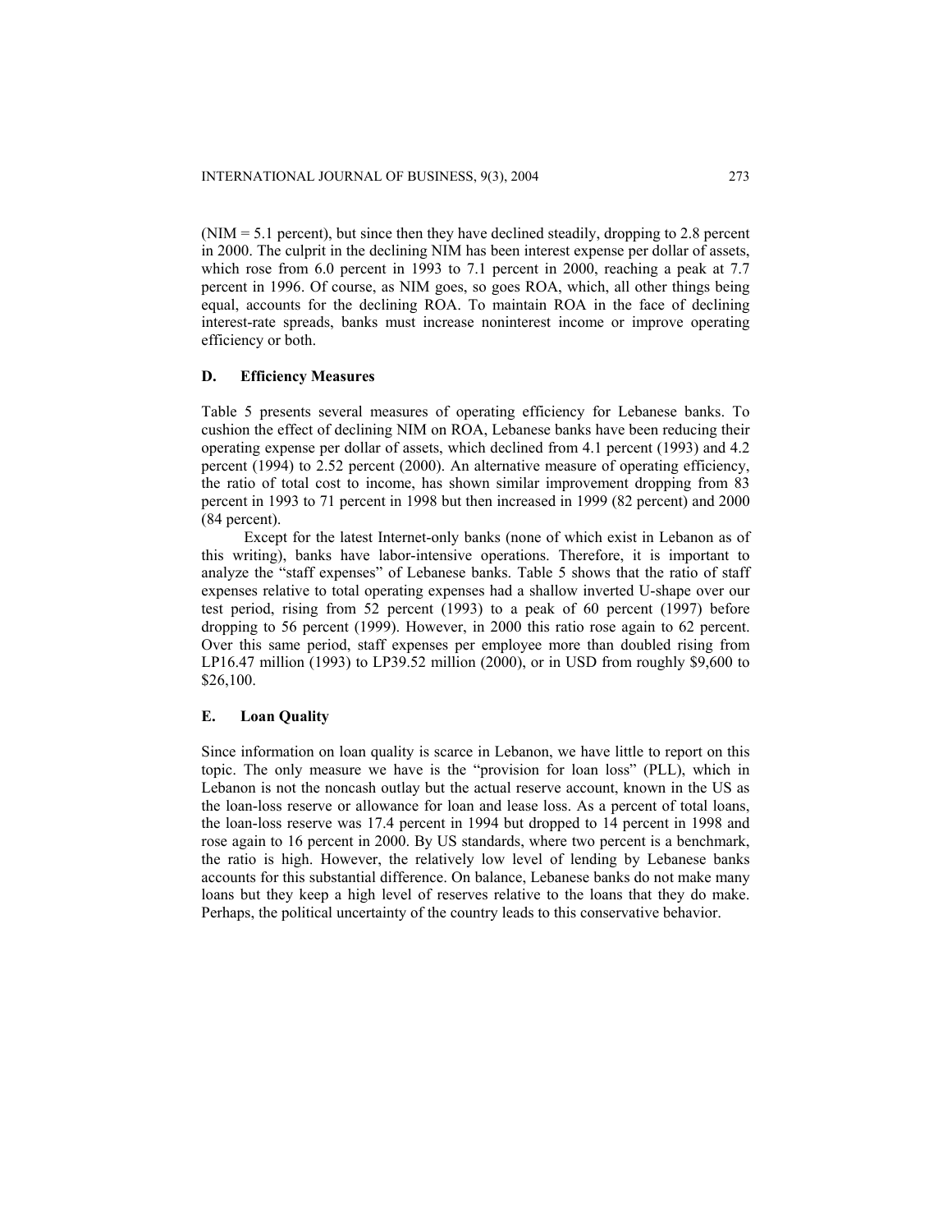(NIM = 5.1 percent), but since then they have declined steadily, dropping to 2.8 percent in 2000. The culprit in the declining NIM has been interest expense per dollar of assets, which rose from 6.0 percent in 1993 to 7.1 percent in 2000, reaching a peak at 7.7 percent in 1996. Of course, as NIM goes, so goes ROA, which, all other things being equal, accounts for the declining ROA. To maintain ROA in the face of declining interest-rate spreads, banks must increase noninterest income or improve operating efficiency or both.

### D. Efficiency Measures

Table 5 presents several measures of operating efficiency for Lebanese banks. To cushion the effect of declining NIM on ROA, Lebanese banks have been reducing their operating expense per dollar of assets, which declined from 4.1 percent (1993) and 4.2 percent (1994) to 2.52 percent (2000). An alternative measure of operating efficiency, the ratio of total cost to income, has shown similar improvement dropping from 83 percent in 1993 to 71 percent in 1998 but then increased in 1999 (82 percent) and 2000 (84 percent).

Except for the latest Internet-only banks (none of which exist in Lebanon as of this writing), banks have labor-intensive operations. Therefore, it is important to analyze the "staff expenses" of Lebanese banks. Table 5 shows that the ratio of staff expenses relative to total operating expenses had a shallow inverted U-shape over our test period, rising from 52 percent (1993) to a peak of 60 percent (1997) before dropping to 56 percent (1999). However, in 2000 this ratio rose again to 62 percent. Over this same period, staff expenses per employee more than doubled rising from LP16.47 million (1993) to LP39.52 million (2000), or in USD from roughly $9,600 to $26,100.

### E. Loan Quality

Since information on loan quality is scarce in Lebanon, we have little to report on this topic. The only measure we have is the "provision for loan loss" (PLL), which in Lebanon is not the noncash outlay but the actual reserve account, known in the US as the loan-loss reserve or allowance for loan and lease loss. As a percent of total loans, the loan-loss reserve was 17.4 percent in 1994 but dropped to 14 percent in 1998 and rose again to 16 percent in 2000. By US standards, where two percent is a benchmark, the ratio is high. However, the relatively low level of lending by Lebanese banks accounts for this substantial difference. On balance, Lebanese banks do not make many loans but they keep a high level of reserves relative to the loans that they do make. Perhaps, the political uncertainty of the country leads to this conservative behavior.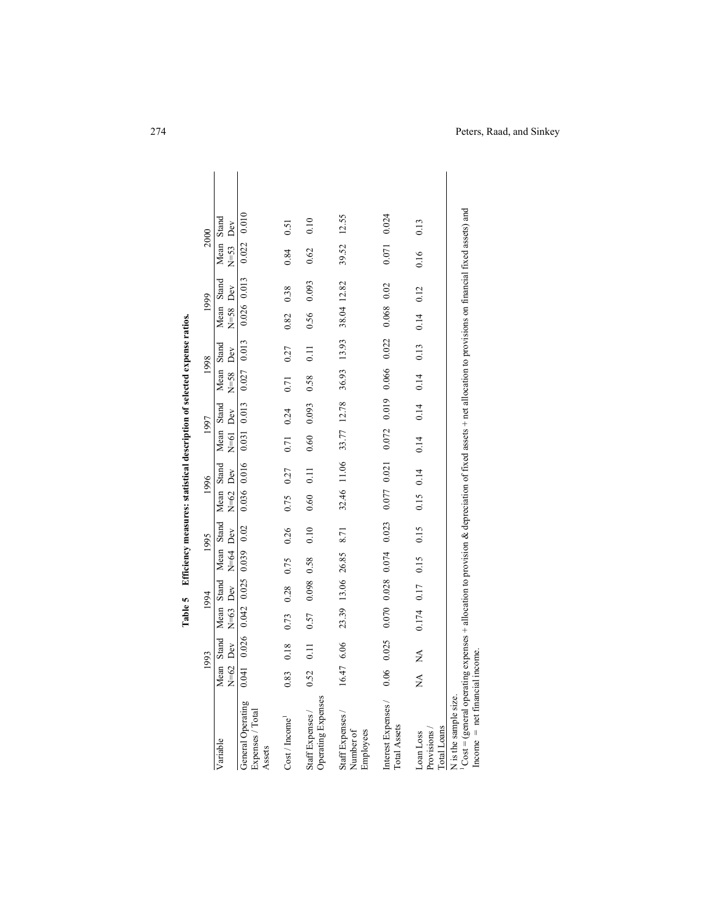**Table 5 Efficiency measures: statistical description of selected expense ratios.**

| Variable | 1993 | | 1994 | | 1995 | | 1996 | | 1997 | | 1998 | | 1999 | | 2000 | |
|---|---|---|---|---|---|---|---|---|---|---|---|---|---|---|---|---|
| | Mean N=62 | Stand Dev | Mean N=63 | Stand Dev | Mean N=64 | Stand Dev | Mean N=62 | Stand Dev | Mean N=61 | Stand Dev | Mean N=58 | Stand Dev | Mean N=58 | Stand Dev | Mean N=53 | Stand Dev |
| General Operating Expenses / Total Assets | 0.041 | 0.026 | 0.042 | 0.025 | 0.039 | 0.02 | 0.036 | 0.016 | 0.031 | 0.013 | 0.027 | 0.013 | 0.026 | 0.013 | 0.022 | 0.010 |
| Cost / Income[1] | 0.83 | 0.18 | 0.73 | 0.28 | 0.75 | 0.26 | 0.75 | 0.27 | 0.71 | 0.24 | 0.71 | 0.27 | 0.82 | 0.38 | 0.84 | 0.51 |
| Staff Expenses / Operating Expenses | 0.52 | 0.11 | 0.57 | 0.098 | 0.58 | 0.10 | 0.60 | 0.11 | 0.60 | 0.093 | 0.58 | 0.11 | 0.56 | 0.093 | 0.62 | 0.10 |
| Staff Expenses / Number of Employees | 16.47 | 6.06 | 23.39 | 13.06 | 26.85 | 8.71 | 32.46 | 11.06 | 33.77 | 12.78 | 36.93 | 13.93 | 38.04 | 12.82 | 39.52 | 12.55 |
| Interest Expenses / Total Assets | 0.06 | 0.025 | 0.070 | 0.028 | 0.074 | 0.023 | 0.077 | 0.021 | 0.072 | 0.019 | 0.066 | 0.022 | 0.068 | 0.02 | 0.071 | 0.024 |
| Loan Loss Provisions / Total Loans | NA | NA | 0.174 | 0.17 | 0.15 | 0.15 | 0.15 | 0.14 | 0.14 | 0.14 | 0.14 | 0.13 | 0.14 | 0.12 | 0.16 | 0.13 |

N is the sample size.
[1] Cost = (general operating expenses + allocation to provision & depreciation of fixed assets + net allocation to provisions on financial fixed assets) and Income = net financial income.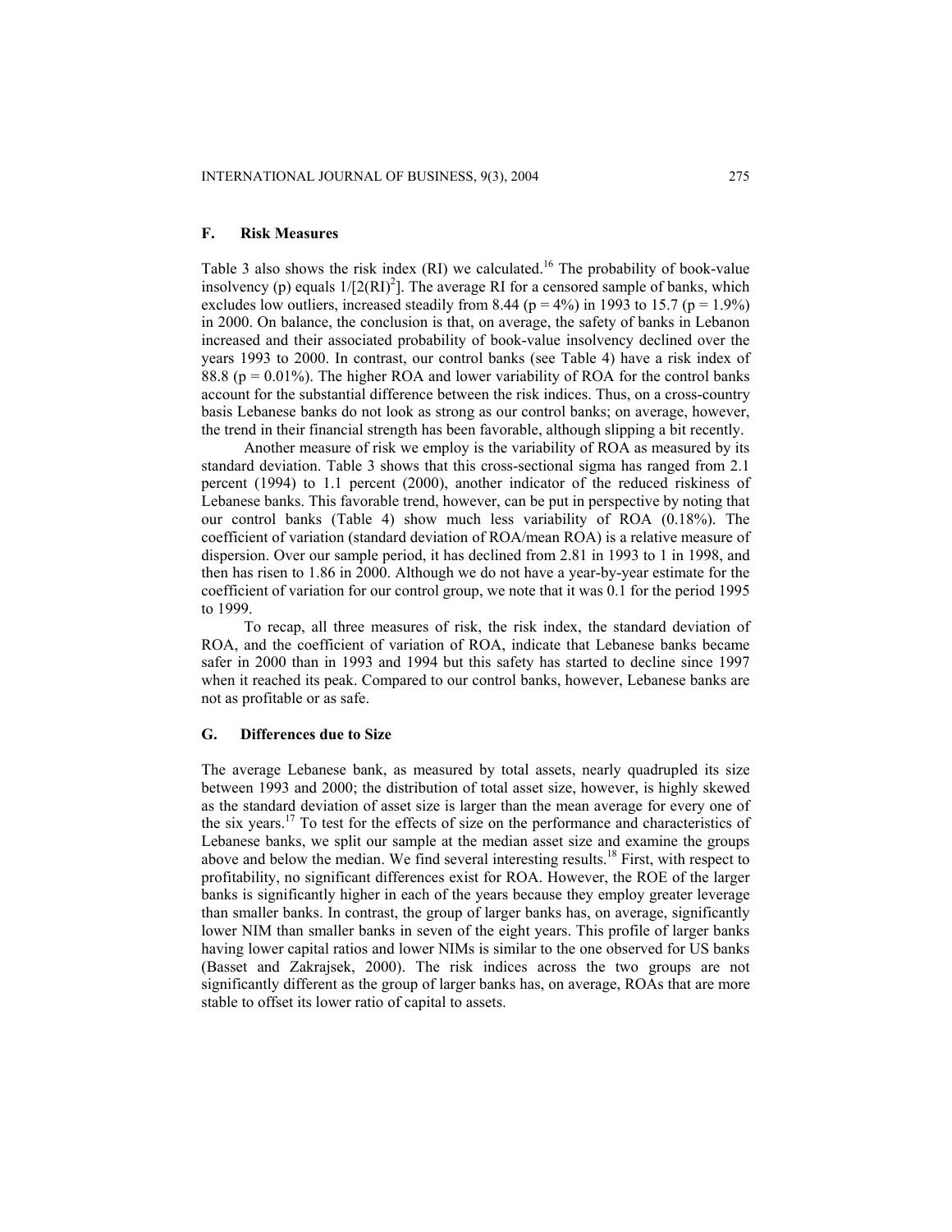### F. Risk Measures

Table 3 also shows the risk index (RI) we calculated.[16] The probability of book-value insolvency (p) equals $1/[2(RI)^2]$. The average RI for a censored sample of banks, which excludes low outliers, increased steadily from 8.44 (p = 4%) in 1993 to 15.7 (p = 1.9%) in 2000. On balance, the conclusion is that, on average, the safety of banks in Lebanon increased and their associated probability of book-value insolvency declined over the years 1993 to 2000. In contrast, our control banks (see Table 4) have a risk index of 88.8 (p = 0.01%). The higher ROA and lower variability of ROA for the control banks account for the substantial difference between the risk indices. Thus, on a cross-country basis Lebanese banks do not look as strong as our control banks; on average, however, the trend in their financial strength has been favorable, although slipping a bit recently.

Another measure of risk we employ is the variability of ROA as measured by its standard deviation. Table 3 shows that this cross-sectional sigma has ranged from 2.1 percent (1994) to 1.1 percent (2000), another indicator of the reduced riskiness of Lebanese banks. This favorable trend, however, can be put in perspective by noting that our control banks (Table 4) show much less variability of ROA (0.18%). The coefficient of variation (standard deviation of ROA/mean ROA) is a relative measure of dispersion. Over our sample period, it has declined from 2.81 in 1993 to 1 in 1998, and then has risen to 1.86 in 2000. Although we do not have a year-by-year estimate for the coefficient of variation for our control group, we note that it was 0.1 for the period 1995 to 1999.

To recap, all three measures of risk, the risk index, the standard deviation of ROA, and the coefficient of variation of ROA, indicate that Lebanese banks became safer in 2000 than in 1993 and 1994 but this safety has started to decline since 1997 when it reached its peak. Compared to our control banks, however, Lebanese banks are not as profitable or as safe.

### G. Differences due to Size

The average Lebanese bank, as measured by total assets, nearly quadrupled its size between 1993 and 2000; the distribution of total asset size, however, is highly skewed as the standard deviation of asset size is larger than the mean average for every one of the six years.[17] To test for the effects of size on the performance and characteristics of Lebanese banks, we split our sample at the median asset size and examine the groups above and below the median. We find several interesting results.[18] First, with respect to profitability, no significant differences exist for ROA. However, the ROE of the larger banks is significantly higher in each of the years because they employ greater leverage than smaller banks. In contrast, the group of larger banks has, on average, significantly lower NIM than smaller banks in seven of the eight years. This profile of larger banks having lower capital ratios and lower NIMs is similar to the one observed for US banks (Basset and Zakrajsek, 2000). The risk indices across the two groups are not significantly different as the group of larger banks has, on average, ROAs that are more stable to offset its lower ratio of capital to assets.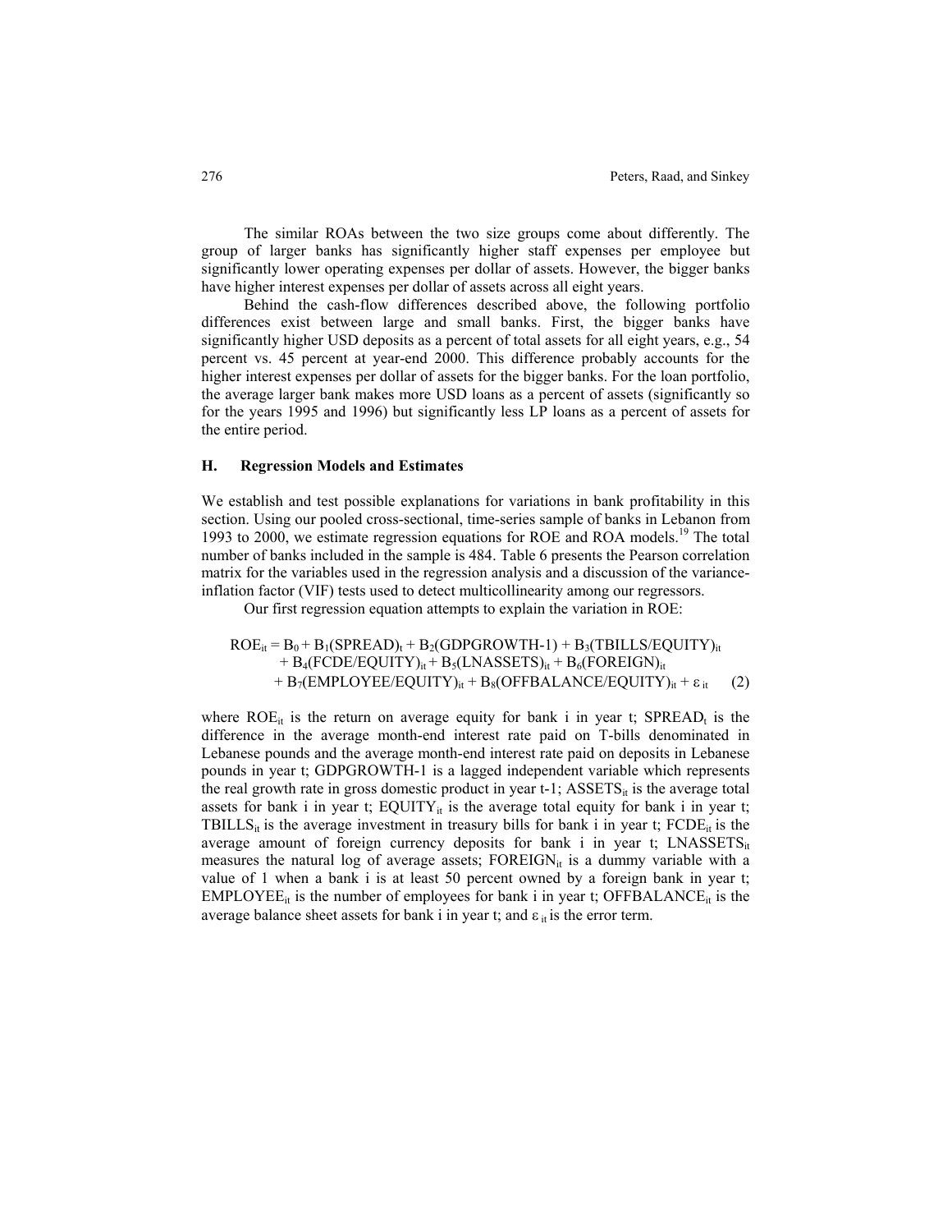The similar ROAs between the two size groups come about differently. The group of larger banks has significantly higher staff expenses per employee but significantly lower operating expenses per dollar of assets. However, the bigger banks have higher interest expenses per dollar of assets across all eight years.

Behind the cash-flow differences described above, the following portfolio differences exist between large and small banks. First, the bigger banks have significantly higher USD deposits as a percent of total assets for all eight years, e.g., 54 percent vs. 45 percent at year-end 2000. This difference probably accounts for the higher interest expenses per dollar of assets for the bigger banks. For the loan portfolio, the average larger bank makes more USD loans as a percent of assets (significantly so for the years 1995 and 1996) but significantly less LP loans as a percent of assets for the entire period.

## H. Regression Models and Estimates

We establish and test possible explanations for variations in bank profitability in this section. Using our pooled cross-sectional, time-series sample of banks in Lebanon from 1993 to 2000, we estimate regression equations for ROE and ROA models.[19] The total number of banks included in the sample is 484. Table 6 presents the Pearson correlation matrix for the variables used in the regression analysis and a discussion of the variance-inflation factor (VIF) tests used to detect multicollinearity among our regressors.

Our first regression equation attempts to explain the variation in ROE:

$$\begin{aligned} ROE_{it} = {} & B_0 + B_1(SPREAD)_t + B_2(GDPGROWTH\text{-}1) + B_3(TBILLS/EQUITY)_{it} \\ & + B_4(FCDE/EQUITY)_{it} + B_5(LNASSETS)_{it} + B_6(FOREIGN)_{it} \\ & + B_7(EMPLOYEE/EQUITY)_{it} + B_8(OFFBALANCE/EQUITY)_{it} + \varepsilon_{it} \end{aligned} \quad (2)$$

where $ROE_{it}$ is the return on average equity for bank i in year t; $SPREAD_t$ is the difference in the average month-end interest rate paid on T-bills denominated in Lebanese pounds and the average month-end interest rate paid on deposits in Lebanese pounds in year t; GDPGROWTH-1 is a lagged independent variable which represents the real growth rate in gross domestic product in year t-1; $ASSETS_{it}$ is the average total assets for bank i in year t; $EQUITY_{it}$ is the average total equity for bank i in year t; $TBILLS_{it}$ is the average investment in treasury bills for bank i in year t; $FCDE_{it}$ is the average amount of foreign currency deposits for bank i in year t; $LNASSETS_{it}$ measures the natural log of average assets; $FOREIGN_{it}$ is a dummy variable with a value of 1 when a bank i is at least 50 percent owned by a foreign bank in year t; $EMPLOYEE_{it}$ is the number of employees for bank i in year t; $OFFBALANCE_{it}$ is the average balance sheet assets for bank i in year t; and $\varepsilon_{it}$ is the error term.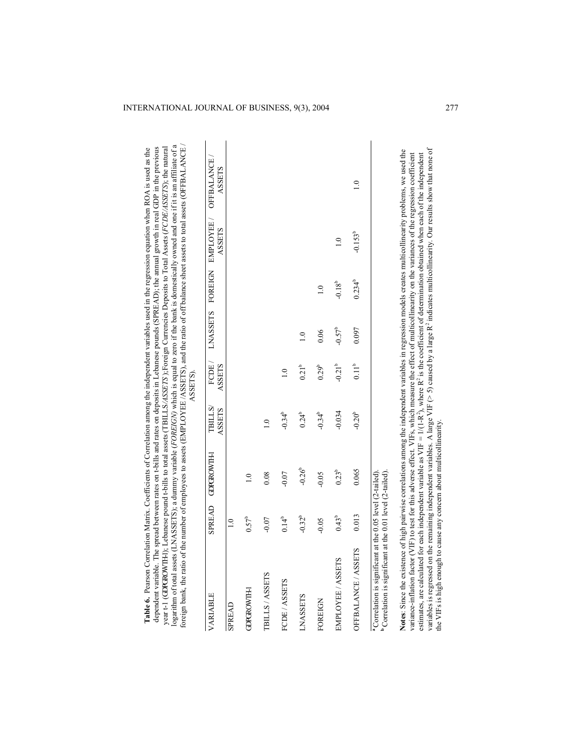**Table 6.** Pearson Correlation Matrix. Coefficients of Correlation among the independent variables used in the regression equation when ROA is used as the dependent variable. The spread between rates on t-bills and rates on deposits in Lebanese pounds (SPREAD); the annual growth in real GDP in the previous year t-1 (GDPGROWTH-1); Lebanese pound t-bills to total assets (TBILLS/*ASSETS*); Foreign Currencies Deposits to Total Assets (*FCDE/ASSETS*); the natural logarithm of total assets (LNASSETS); a dummy variable (*FOREIGN*) which is equal to zero if the bank is domestically owned and one if it is an affiliate of a foreign bank, the ratio of the number of employees to assets (EMPLOYEE /ASSETS), and the ratio of off balance sheet assets to total assets (OFFBALANCE / ASSETS).

| VARIABLE | SPREAD | GDPGROWTH-1 | TBILLS/ ASSETS | FCDE / ASSETS | LNASSETS | FOREIGN | EMPLOYEE / ASSETS | OFFBALANCE / ASSETS |
|---|---|---|---|---|---|---|---|---|
| SPREAD | 1.0 | | | | | | | |
| GDPGROWTH-1 | 0.57[b] | 1.0 | | | | | | |
| TBILLS / ASSETS | -0.07 | 0.08 | 1.0 | | | | | |
| FCDE / ASSETS | 0.14[b] | -0.07 | -0.34[b] | 1.0 | | | | |
| LNASSETS | -0.32[b] | -0.26[b] | 0.24[b] | 0.21[b] | 1.0 | | | |
| FOREIGN | -0.05 | -0.05 | -0.34[b] | 0.29[b] | 0.06 | 1.0 | | |
| EMPLOYEE / ASSETS | 0.43[b] | 0.23[b] | -0.034 | -0.21[b] | -0.57[b] | -0.18[b] | 1.0 | |
| OFFBALANCE / ASSETS | 0.013 | 0.065 | -0.20[b] | 0.11[b] | 0.097 | 0.234[b] | -0.153[b] | 1.0 |

[a] Correlation is significant at the 0.05 level (2-tailed).
[b] Correlation is significant at the 0.01 level (2-tailed).

**Notes**: Since the existence of high pairwise correlations among the independent variables in regression models creates multicollinearity problems, we used the variance-inflation factor (VIF) to test for this adverse effect. VIFs, which measure the effect of multicollinearity on the variances of the regression coefficient estimates, are calculated for each independent variable as VIF = $1/(1\text{-}R^2)$, where $R^2$ is the coefficient of determination obtained when each of the independent variables is regressed on the remaining independent variables. A large VIF (> 5) caused by a large $R^2$ indicates multicollinearity. Our results show that none of the VIFs is high enough to cause any concern about multicollinearity.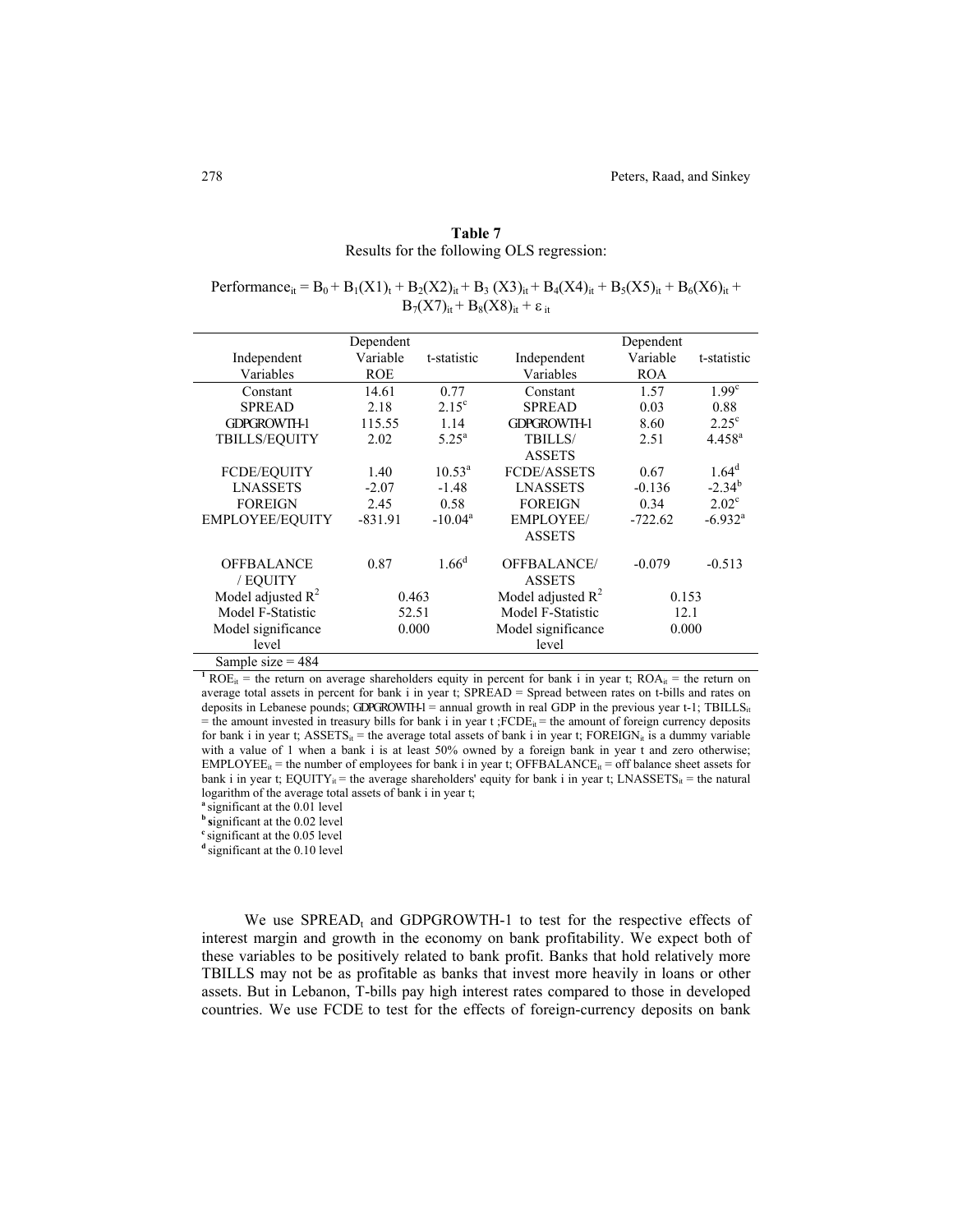**Table 7**
Results for the following OLS regression:

$$Performance_{it} = B_0 + B_1(X1)_t + B_2(X2)_{it} + B_3(X3)_{it} + B_4(X4)_{it} + B_5(X5)_{it} + B_6(X6)_{it} + B_7(X7)_{it} + B_8(X8)_{it} + \varepsilon_{it}$$

| Independent Variables | Dependent Variable ROE | t-statistic | Independent Variables | Dependent Variable ROA | t-statistic |
|---|---|---|---|---|---|
| Constant | 14.61 | 0.77 | Constant | 1.57 | 1.99[c] |
| SPREAD | 2.18 | 2.15[c] | SPREAD | 0.03 | 0.88 |
| GDPGROWTH-1 | 115.55 | 1.14 | GDPGROWTH-1 | 8.60 | 2.25[c] |
| TBILLS/EQUITY | 2.02 | 5.25[a] | TBILLS/ ASSETS | 2.51 | 4.458[a] |
| FCDE/EQUITY | 1.40 | 10.53[a] | FCDE/ASSETS | 0.67 | 1.64[d] |
| LNASSETS | -2.07 | -1.48 | LNASSETS | -0.136 | -2.34[b] |
| FOREIGN | 2.45 | 0.58 | FOREIGN | 0.34 | 2.02[c] |
| EMPLOYEE/EQUITY | -831.91 | -10.04[a] | EMPLOYEE/ ASSETS | -722.62 | -6.932[a] |
| OFFBALANCE / EQUITY | 0.87 | 1.66[d] | OFFBALANCE/ ASSETS | -0.079 | -0.513 |
| Model adjusted $R^2$ | 0.463 | | Model adjusted $R^2$ | 0.153 | |
| Model F-Statistic | 52.51 | | Model F-Statistic | 12.1 | |
| Model significance level | 0.000 | | Model significance level | 0.000 | |
| Sample size = 484 | | | | | |

[1] $ROE_{it}$ = the return on average shareholders equity in percent for bank i in year t; $ROA_{it}$ = the return on average total assets in percent for bank i in year t; SPREAD = Spread between rates on t-bills and rates on deposits in Lebanese pounds; GDPGROWTH-1 = annual growth in real GDP in the previous year t-1; $TBILLS_{it}$ = the amount invested in treasury bills for bank i in year t ;$FCDE_{it}$ = the amount of foreign currency deposits for bank i in year t; $ASSETS_{it}$ = the average total assets of bank i in year t; $FOREIGN_{it}$ is a dummy variable with a value of 1 when a bank i is at least 50% owned by a foreign bank in year t and zero otherwise; $EMPLOYEE_{it}$ = the number of employees for bank i in year t; $OFFBALANCE_{it}$ = off balance sheet assets for bank i in year t; $EQUITY_{it}$ = the average shareholders' equity for bank i in year t; $LNASSETS_{it}$ = the natural logarithm of the average total assets of bank i in year t;

[a] significant at the 0.01 level
[b] significant at the 0.02 level
[c] significant at the 0.05 level
[d] significant at the 0.10 level

We use $SPREAD_t$ and GDPGROWTH-1 to test for the respective effects of interest margin and growth in the economy on bank profitability. We expect both of these variables to be positively related to bank profit. Banks that hold relatively more TBILLS may not be as profitable as banks that invest more heavily in loans or other assets. But in Lebanon, T-bills pay high interest rates compared to those in developed countries. We use FCDE to test for the effects of foreign-currency deposits on bank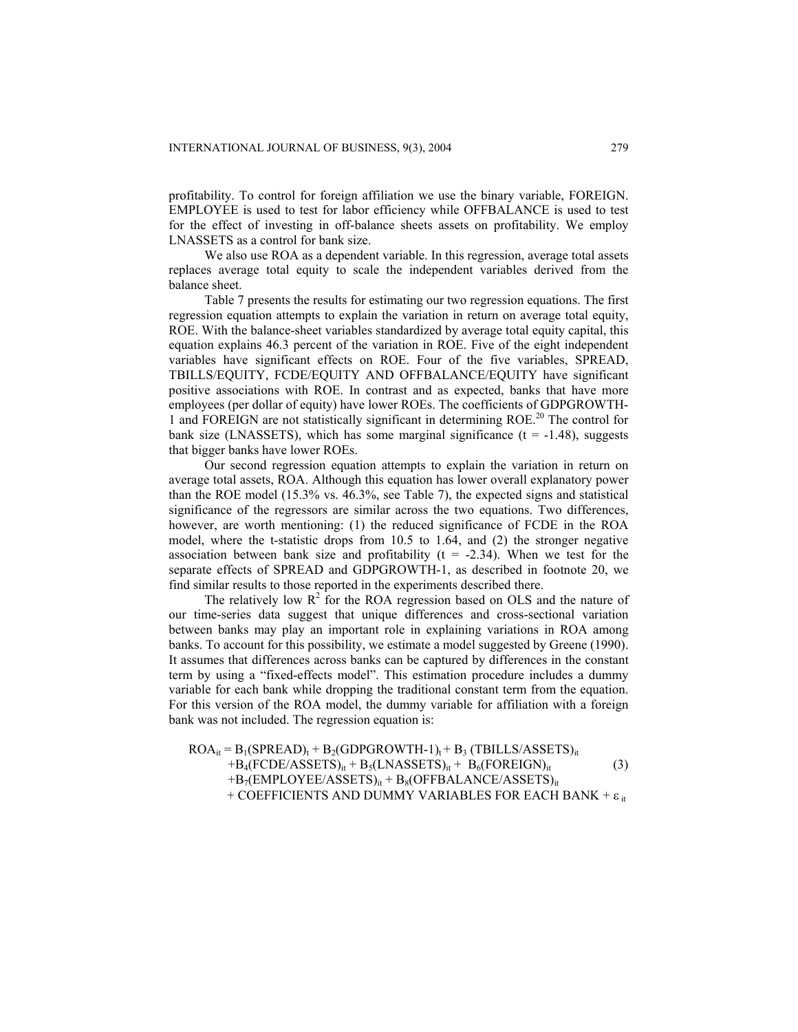profitability. To control for foreign affiliation we use the binary variable, FOREIGN. EMPLOYEE is used to test for labor efficiency while OFFBALANCE is used to test for the effect of investing in off-balance sheets assets on profitability. We employ LNASSETS as a control for bank size.

We also use ROA as a dependent variable. In this regression, average total assets replaces average total equity to scale the independent variables derived from the balance sheet.

Table 7 presents the results for estimating our two regression equations. The first regression equation attempts to explain the variation in return on average total equity, ROE. With the balance-sheet variables standardized by average total equity capital, this equation explains 46.3 percent of the variation in ROE. Five of the eight independent variables have significant effects on ROE. Four of the five variables, SPREAD, TBILLS/EQUITY, FCDE/EQUITY AND OFFBALANCE/EQUITY have significant positive associations with ROE. In contrast and as expected, banks that have more employees (per dollar of equity) have lower ROEs. The coefficients of GDPGROWTH-1 and FOREIGN are not statistically significant in determining ROE.[20] The control for bank size (LNASSETS), which has some marginal significance ($t = -1.48$), suggests that bigger banks have lower ROEs.

Our second regression equation attempts to explain the variation in return on average total assets, ROA. Although this equation has lower overall explanatory power than the ROE model (15.3% vs. 46.3%, see Table 7), the expected signs and statistical significance of the regressors are similar across the two equations. Two differences, however, are worth mentioning: (1) the reduced significance of FCDE in the ROA model, where the t-statistic drops from 10.5 to 1.64, and (2) the stronger negative association between bank size and profitability ($t = -2.34$). When we test for the separate effects of SPREAD and GDPGROWTH-1, as described in footnote 20, we find similar results to those reported in the experiments described there.

The relatively low $R^2$ for the ROA regression based on OLS and the nature of our time-series data suggest that unique differences and cross-sectional variation between banks may play an important role in explaining variations in ROA among banks. To account for this possibility, we estimate a model suggested by Greene (1990). It assumes that differences across banks can be captured by differences in the constant term by using a "fixed-effects model". This estimation procedure includes a dummy variable for each bank while dropping the traditional constant term from the equation. For this version of the ROA model, the dummy variable for affiliation with a foreign bank was not included. The regression equation is:

$$
\begin{aligned}
ROA_{it} = {} & B_1(SPREAD)_t + B_2(GDPGROWTH\text{-}1)_t + B_3(TBILLS/ASSETS)_{it} \\
& + B_4(FCDE/ASSETS)_{it} + B_5(LNASSETS)_{it} + B_6(FOREIGN)_{it} \\
& + B_7(EMPLOYEE/ASSETS)_{it} + B_8(OFFBALANCE/ASSETS)_{it} \\
& + \text{COEFFICIENTS AND DUMMY VARIABLES FOR EACH BANK} + \varepsilon_{it}
\end{aligned} \tag{3}
$$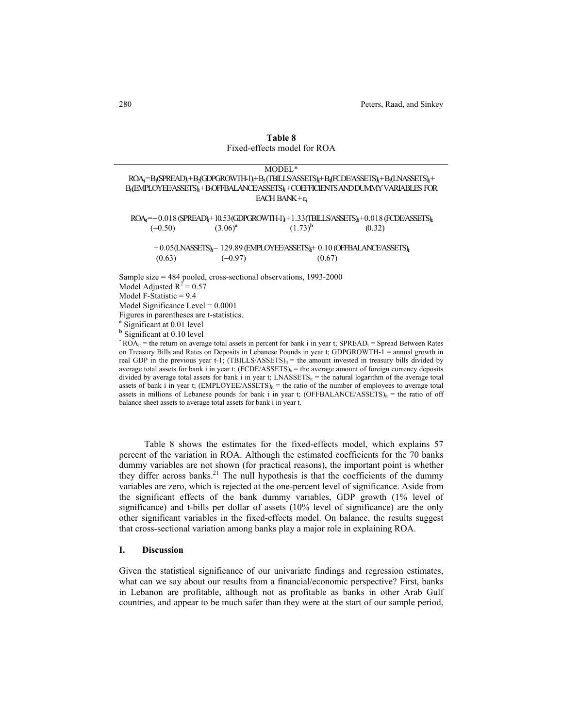**Table 8**

Fixed-effects model for ROA

MODEL*

$$ROA_{it} = B_1(SPREAD)_t + B_2(GDPGROWTH\text{-}1)_t + B_3(TBILLS/ASSETS)_{it} + B_4(FCDE/ASSETS)_{it} + B_5(LNASSETS)_{it} + B_6(EMPLOYEE/ASSETS)_{it} + B_7(OFFBALANCE/ASSETS)_{it} + \text{COEFFICIENTS AND DUMMY VARIABLES FOR EACH BANK} + \varepsilon_{it}$$

$$\underset{(-0.50)}{ROA_{it} = -0.018\,(SPREAD)_t} + \underset{(3.06)^{a}}{10.53\,(GDPGROWTH\text{-}1)_t} + \underset{(1.73)^{b}}{1.33\,(TBILLS/ASSETS)_{it}} + \underset{(0.32)}{0.018\,(FCDE/ASSETS)_{it}}$$

$$+ \underset{(0.63)}{0.05\,(LNASSETS)_{it}} - \underset{(-0.97)}{129.89\,(EMPLOYEE/ASSETS)_{it}} + \underset{(0.67)}{0.10\,(OFFBALANCE/ASSETS)_{it}}$$

Sample size = 484 pooled, cross-sectional observations, 1993-2000

Model Adjusted $R^2 = 0.57$

Model F-Statistic = 9.4

Model Significance Level = 0.0001

Figures in parentheses are t-statistics.

[a] Significant at 0.01 level

[b] Significant at 0.10 level

\* $ROA_{it}$ = the return on average total assets in percent for bank i in year t; $SPREAD_t$ = Spread Between Rates on Treasury Bills and Rates on Deposits in Lebanese Pounds in year t; GDPGROWTH-1 = annual growth in real GDP in the previous year t-1; $(TBILLS/ASSETS)_{it}$ = the amount invested in treasury bills divided by average total assets for bank i in year t; $(FCDE/ASSETS)_{it}$ = the average amount of foreign currency deposits divided by average total assets for bank i in year t; $LNASSETS_{it}$ = the natural logarithm of the average total assets of bank i in year t; $(EMPLOYEE/ASSETS)_{it}$ = the ratio of the number of employees to average total assets in millions of Lebanese pounds for bank i in year t; $(OFFBALANCE/ASSETS)_{it}$ = the ratio of off balance sheet assets to average total assets for bank i in year t.

Table 8 shows the estimates for the fixed-effects model, which explains 57 percent of the variation in ROA. Although the estimated coefficients for the 70 banks dummy variables are not shown (for practical reasons), the important point is whether they differ across banks.[21] The null hypothesis is that the coefficients of the dummy variables are zero, which is rejected at the one-percent level of significance. Aside from the significant effects of the bank dummy variables, GDP growth (1% level of significance) and t-bills per dollar of assets (10% level of significance) are the only other significant variables in the fixed-effects model. On balance, the results suggest that cross-sectional variation among banks play a major role in explaining ROA.

## I. Discussion

Given the statistical significance of our univariate findings and regression estimates, what can we say about our results from a financial/economic perspective? First, banks in Lebanon are profitable, although not as profitable as banks in other Arab Gulf countries, and appear to be much safer than they were at the start of our sample period,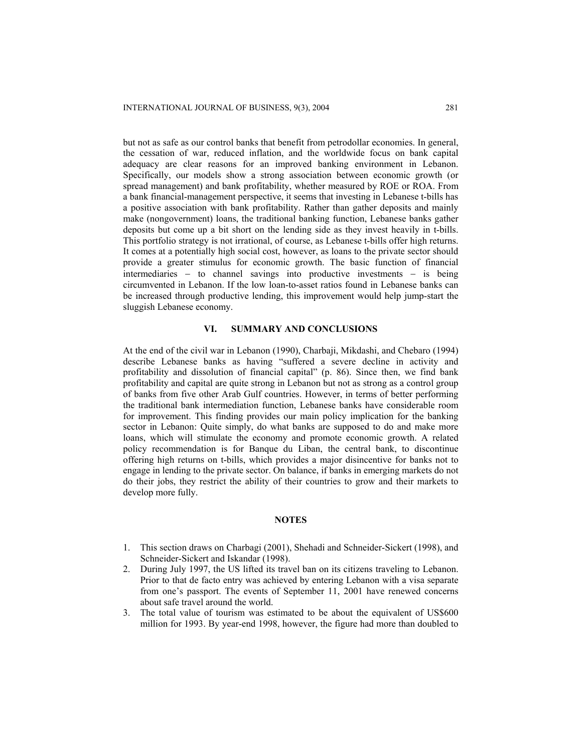but not as safe as our control banks that benefit from petrodollar economies. In general, the cessation of war, reduced inflation, and the worldwide focus on bank capital adequacy are clear reasons for an improved banking environment in Lebanon. Specifically, our models show a strong association between economic growth (or spread management) and bank profitability, whether measured by ROE or ROA. From a bank financial-management perspective, it seems that investing in Lebanese t-bills has a positive association with bank profitability. Rather than gather deposits and mainly make (nongovernment) loans, the traditional banking function, Lebanese banks gather deposits but come up a bit short on the lending side as they invest heavily in t-bills. This portfolio strategy is not irrational, of course, as Lebanese t-bills offer high returns. It comes at a potentially high social cost, however, as loans to the private sector should provide a greater stimulus for economic growth. The basic function of financial intermediaries – to channel savings into productive investments – is being circumvented in Lebanon. If the low loan-to-asset ratios found in Lebanese banks can be increased through productive lending, this improvement would help jump-start the sluggish Lebanese economy.

## VI. SUMMARY AND CONCLUSIONS

At the end of the civil war in Lebanon (1990), Charbaji, Mikdashi, and Chebaro (1994) describe Lebanese banks as having "suffered a severe decline in activity and profitability and dissolution of financial capital" (p. 86). Since then, we find bank profitability and capital are quite strong in Lebanon but not as strong as a control group of banks from five other Arab Gulf countries. However, in terms of better performing the traditional bank intermediation function, Lebanese banks have considerable room for improvement. This finding provides our main policy implication for the banking sector in Lebanon: Quite simply, do what banks are supposed to do and make more loans, which will stimulate the economy and promote economic growth. A related policy recommendation is for Banque du Liban, the central bank, to discontinue offering high returns on t-bills, which provides a major disincentive for banks not to engage in lending to the private sector. On balance, if banks in emerging markets do not do their jobs, they restrict the ability of their countries to grow and their markets to develop more fully.

## NOTES

1. This section draws on Charbagi (2001), Shehadi and Schneider-Sickert (1998), and Schneider-Sickert and Iskandar (1998).
2. During July 1997, the US lifted its travel ban on its citizens traveling to Lebanon. Prior to that de facto entry was achieved by entering Lebanon with a visa separate from one's passport. The events of September 11, 2001 have renewed concerns about safe travel around the world.
3. The total value of tourism was estimated to be about the equivalent of US$600 million for 1993. By year-end 1998, however, the figure had more than doubled to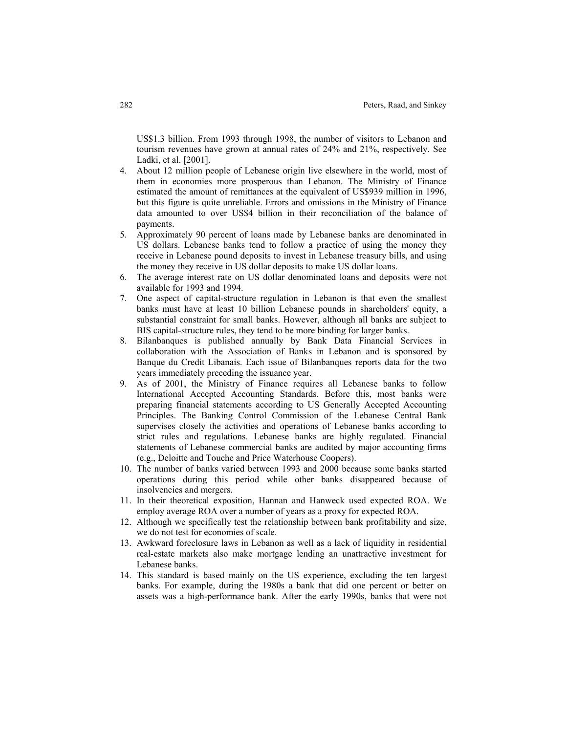US$1.3 billion. From 1993 through 1998, the number of visitors to Lebanon and tourism revenues have grown at annual rates of 24% and 21%, respectively. See Ladki, et al. [2001].

4. About 12 million people of Lebanese origin live elsewhere in the world, most of them in economies more prosperous than Lebanon. The Ministry of Finance estimated the amount of remittances at the equivalent of US$939 million in 1996, but this figure is quite unreliable. Errors and omissions in the Ministry of Finance data amounted to over US$4 billion in their reconciliation of the balance of payments.
5. Approximately 90 percent of loans made by Lebanese banks are denominated in US dollars. Lebanese banks tend to follow a practice of using the money they receive in Lebanese pound deposits to invest in Lebanese treasury bills, and using the money they receive in US dollar deposits to make US dollar loans.
6. The average interest rate on US dollar denominated loans and deposits were not available for 1993 and 1994.
7. One aspect of capital-structure regulation in Lebanon is that even the smallest banks must have at least 10 billion Lebanese pounds in shareholders' equity, a substantial constraint for small banks. However, although all banks are subject to BIS capital-structure rules, they tend to be more binding for larger banks.
8. Bilanbanques is published annually by Bank Data Financial Services in collaboration with the Association of Banks in Lebanon and is sponsored by Banque du Credit Libanais. Each issue of Bilanbanques reports data for the two years immediately preceding the issuance year.
9. As of 2001, the Ministry of Finance requires all Lebanese banks to follow International Accepted Accounting Standards. Before this, most banks were preparing financial statements according to US Generally Accepted Accounting Principles. The Banking Control Commission of the Lebanese Central Bank supervises closely the activities and operations of Lebanese banks according to strict rules and regulations. Lebanese banks are highly regulated. Financial statements of Lebanese commercial banks are audited by major accounting firms (e.g., Deloitte and Touche and Price Waterhouse Coopers).
10. The number of banks varied between 1993 and 2000 because some banks started operations during this period while other banks disappeared because of insolvencies and mergers.
11. In their theoretical exposition, Hannan and Hanweck used expected ROA. We employ average ROA over a number of years as a proxy for expected ROA.
12. Although we specifically test the relationship between bank profitability and size, we do not test for economies of scale.
13. Awkward foreclosure laws in Lebanon as well as a lack of liquidity in residential real-estate markets also make mortgage lending an unattractive investment for Lebanese banks.
14. This standard is based mainly on the US experience, excluding the ten largest banks. For example, during the 1980s a bank that did one percent or better on assets was a high-performance bank. After the early 1990s, banks that were not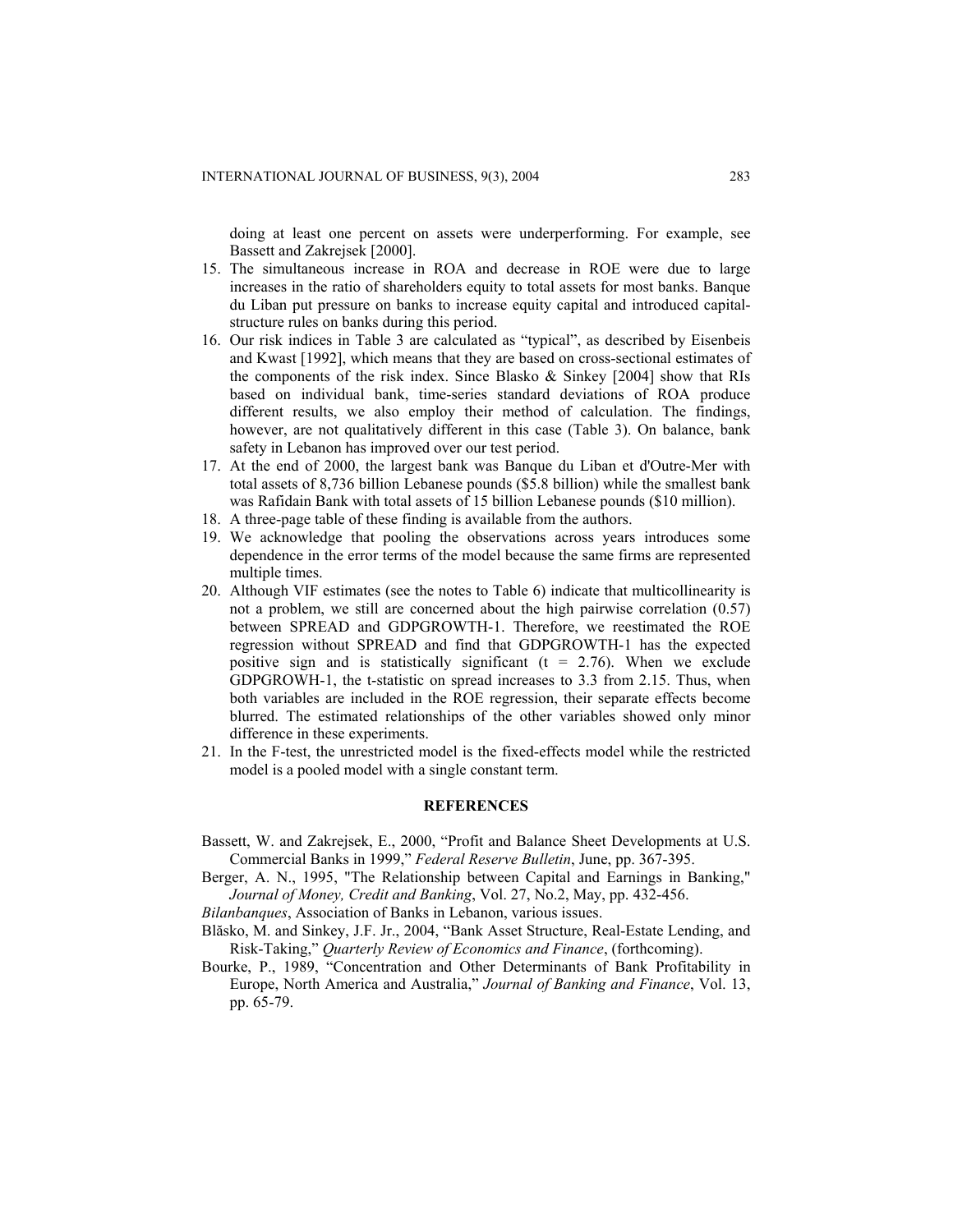doing at least one percent on assets were underperforming. For example, see Bassett and Zakrejsek [2000].

15. The simultaneous increase in ROA and decrease in ROE were due to large increases in the ratio of shareholders equity to total assets for most banks. Banque du Liban put pressure on banks to increase equity capital and introduced capital-structure rules on banks during this period.
16. Our risk indices in Table 3 are calculated as "typical", as described by Eisenbeis and Kwast [1992], which means that they are based on cross-sectional estimates of the components of the risk index. Since Blasko & Sinkey [2004] show that RIs based on individual bank, time-series standard deviations of ROA produce different results, we also employ their method of calculation. The findings, however, are not qualitatively different in this case (Table 3). On balance, bank safety in Lebanon has improved over our test period.
17. At the end of 2000, the largest bank was Banque du Liban et d'Outre-Mer with total assets of 8,736 billion Lebanese pounds ($5.8 billion) while the smallest bank was Rafidain Bank with total assets of 15 billion Lebanese pounds ($10 million).
18. A three-page table of these finding is available from the authors.
19. We acknowledge that pooling the observations across years introduces some dependence in the error terms of the model because the same firms are represented multiple times.
20. Although VIF estimates (see the notes to Table 6) indicate that multicollinearity is not a problem, we still are concerned about the high pairwise correlation (0.57) between SPREAD and GDPGROWTH-1. Therefore, we reestimated the ROE regression without SPREAD and find that GDPGROWTH-1 has the expected positive sign and is statistically significant ($t = 2.76$). When we exclude GDPGROWH-1, the t-statistic on spread increases to 3.3 from 2.15. Thus, when both variables are included in the ROE regression, their separate effects become blurred. The estimated relationships of the other variables showed only minor difference in these experiments.
21. In the F-test, the unrestricted model is the fixed-effects model while the restricted model is a pooled model with a single constant term.

## REFERENCES

Bassett, W. and Zakrejsek, E., 2000, "Profit and Balance Sheet Developments at U.S. Commercial Banks in 1999," *Federal Reserve Bulletin*, June, pp. 367-395.

Berger, A. N., 1995, "The Relationship between Capital and Earnings in Banking," *Journal of Money, Credit and Banking*, Vol. 27, No.2, May, pp. 432-456.

*Bilanbanques*, Association of Banks in Lebanon, various issues.

Blăsko, M. and Sinkey, J.F. Jr., 2004, "Bank Asset Structure, Real-Estate Lending, and Risk-Taking," *Quarterly Review of Economics and Finance*, (forthcoming).

Bourke, P., 1989, "Concentration and Other Determinants of Bank Profitability in Europe, North America and Australia," *Journal of Banking and Finance*, Vol. 13, pp. 65-79.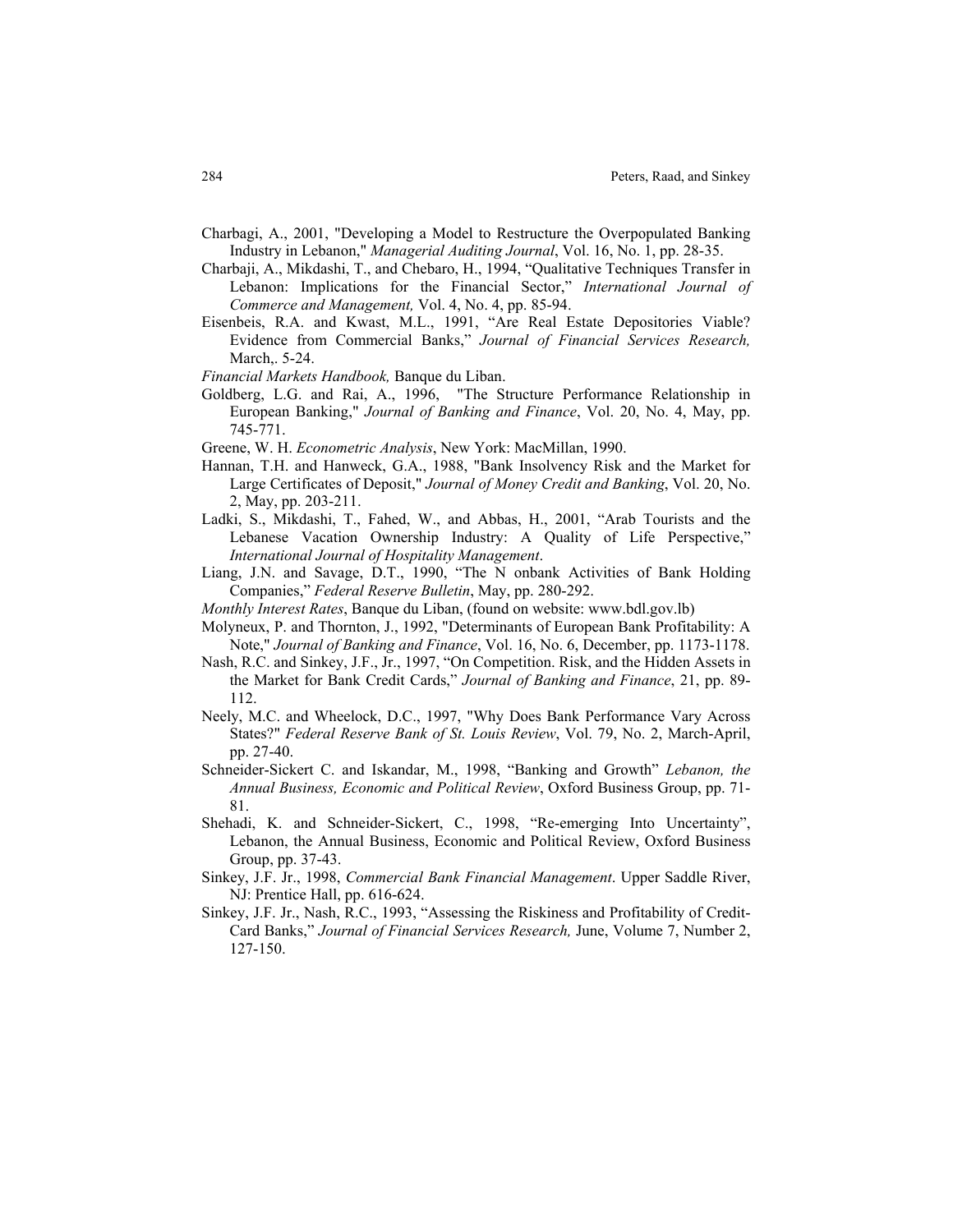Charbagi, A., 2001, "Developing a Model to Restructure the Overpopulated Banking Industry in Lebanon," *Managerial Auditing Journal*, Vol. 16, No. 1, pp. 28-35.

Charbaji, A., Mikdashi, T., and Chebaro, H., 1994, "Qualitative Techniques Transfer in Lebanon: Implications for the Financial Sector," *International Journal of Commerce and Management,* Vol. 4, No. 4, pp. 85-94.

Eisenbeis, R.A. and Kwast, M.L., 1991, "Are Real Estate Depositories Viable? Evidence from Commercial Banks," *Journal of Financial Services Research,* March,. 5-24.

*Financial Markets Handbook,* Banque du Liban.

Goldberg, L.G. and Rai, A., 1996, "The Structure Performance Relationship in European Banking," *Journal of Banking and Finance*, Vol. 20, No. 4, May, pp. 745-771.

Greene, W. H. *Econometric Analysis*, New York: MacMillan, 1990.

Hannan, T.H. and Hanweck, G.A., 1988, "Bank Insolvency Risk and the Market for Large Certificates of Deposit," *Journal of Money Credit and Banking*, Vol. 20, No. 2, May, pp. 203-211.

Ladki, S., Mikdashi, T., Fahed, W., and Abbas, H., 2001, "Arab Tourists and the Lebanese Vacation Ownership Industry: A Quality of Life Perspective," *International Journal of Hospitality Management*.

Liang, J.N. and Savage, D.T., 1990, "The N onbank Activities of Bank Holding Companies," *Federal Reserve Bulletin*, May, pp. 280-292.

*Monthly Interest Rates*, Banque du Liban, (found on website: www.bdl.gov.lb)

Molyneux, P. and Thornton, J., 1992, "Determinants of European Bank Profitability: A Note," *Journal of Banking and Finance*, Vol. 16, No. 6, December, pp. 1173-1178.

Nash, R.C. and Sinkey, J.F., Jr., 1997, "On Competition. Risk, and the Hidden Assets in the Market for Bank Credit Cards," *Journal of Banking and Finance*, 21, pp. 89-112.

Neely, M.C. and Wheelock, D.C., 1997, "Why Does Bank Performance Vary Across States?" *Federal Reserve Bank of St. Louis Review*, Vol. 79, No. 2, March-April, pp. 27-40.

Schneider-Sickert C. and Iskandar, M., 1998, "Banking and Growth" *Lebanon, the Annual Business, Economic and Political Review*, Oxford Business Group, pp. 71-81.

Shehadi, K. and Schneider-Sickert, C., 1998, "Re-emerging Into Uncertainty", Lebanon, the Annual Business, Economic and Political Review, Oxford Business Group, pp. 37-43.

Sinkey, J.F. Jr., 1998, *Commercial Bank Financial Management*. Upper Saddle River, NJ: Prentice Hall, pp. 616-624.

Sinkey, J.F. Jr., Nash, R.C., 1993, "Assessing the Riskiness and Profitability of Credit-Card Banks," *Journal of Financial Services Research,* June, Volume 7, Number 2, 127-150.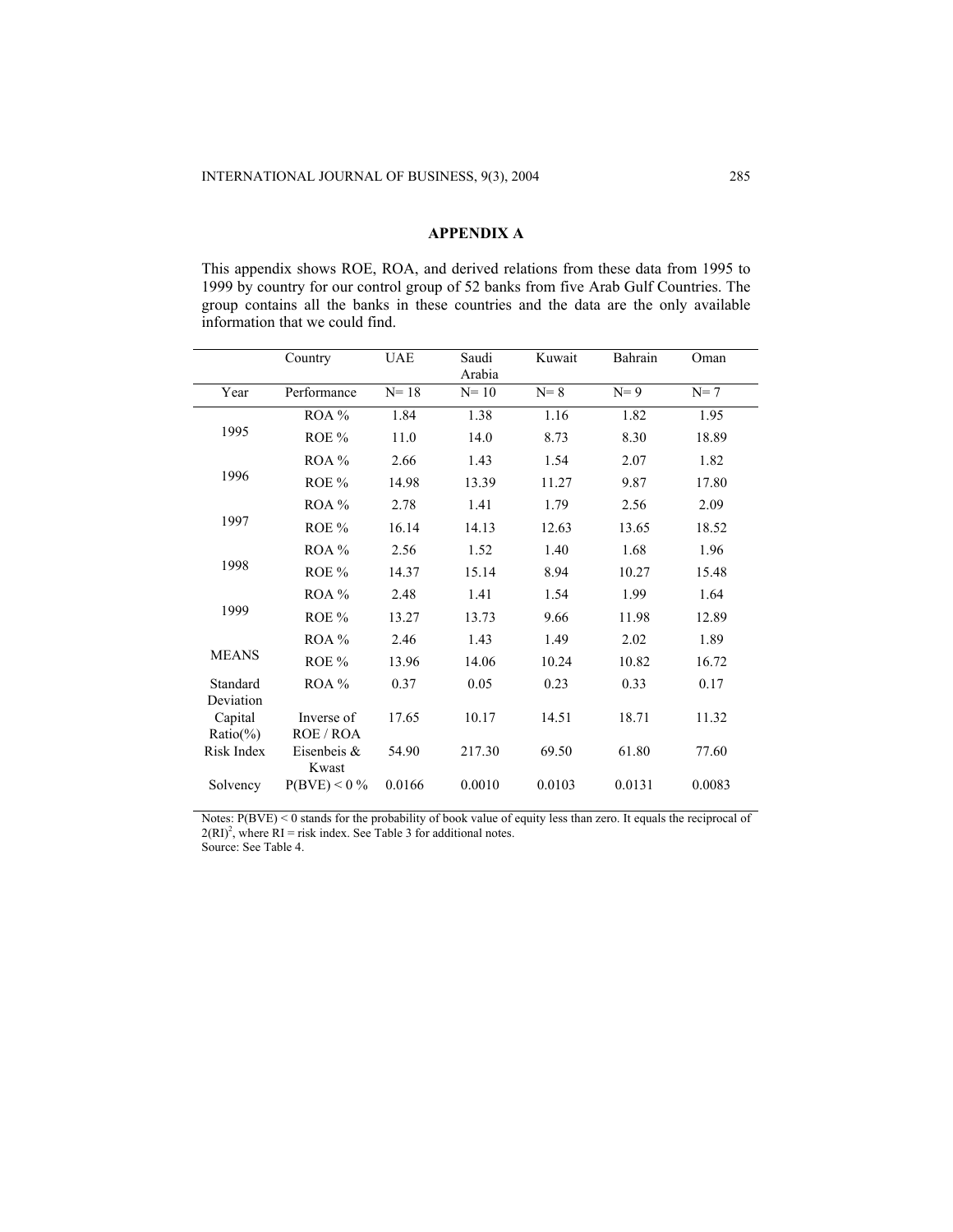## APPENDIX A

This appendix shows ROE, ROA, and derived relations from these data from 1995 to 1999 by country for our control group of 52 banks from five Arab Gulf Countries. The group contains all the banks in these countries and the data are the only available information that we could find.

| | Country | UAE | Saudi Arabia | Kuwait | Bahrain | Oman |
|---|---|---|---|---|---|---|
| Year | Performance | N= 18 | N= 10 | N= 8 | N= 9 | N= 7 |
| 1995 | ROA % | 1.84 | 1.38 | 1.16 | 1.82 | 1.95 |
| | ROE % | 11.0 | 14.0 | 8.73 | 8.30 | 18.89 |
| 1996 | ROA % | 2.66 | 1.43 | 1.54 | 2.07 | 1.82 |
| | ROE % | 14.98 | 13.39 | 11.27 | 9.87 | 17.80 |
| 1997 | ROA % | 2.78 | 1.41 | 1.79 | 2.56 | 2.09 |
| | ROE % | 16.14 | 14.13 | 12.63 | 13.65 | 18.52 |
| 1998 | ROA % | 2.56 | 1.52 | 1.40 | 1.68 | 1.96 |
| | ROE % | 14.37 | 15.14 | 8.94 | 10.27 | 15.48 |
| 1999 | ROA % | 2.48 | 1.41 | 1.54 | 1.99 | 1.64 |
| | ROE % | 13.27 | 13.73 | 9.66 | 11.98 | 12.89 |
| MEANS | ROA % | 2.46 | 1.43 | 1.49 | 2.02 | 1.89 |
| | ROE % | 13.96 | 14.06 | 10.24 | 10.82 | 16.72 |
| Standard Deviation | ROA % | 0.37 | 0.05 | 0.23 | 0.33 | 0.17 |
| Capital Ratio(%) | Inverse of ROE / ROA | 17.65 | 10.17 | 14.51 | 18.71 | 11.32 |
| Risk Index | Eisenbeis & Kwast | 54.90 | 217.30 | 69.50 | 61.80 | 77.60 |
| Solvency | P(BVE) < 0 % | 0.0166 | 0.0010 | 0.0103 | 0.0131 | 0.0083 |

Notes: P(BVE) < 0 stands for the probability of book value of equity less than zero. It equals the reciprocal of $2(RI)^2$, where RI = risk index. See Table 3 for additional notes.
Source: See Table 4.